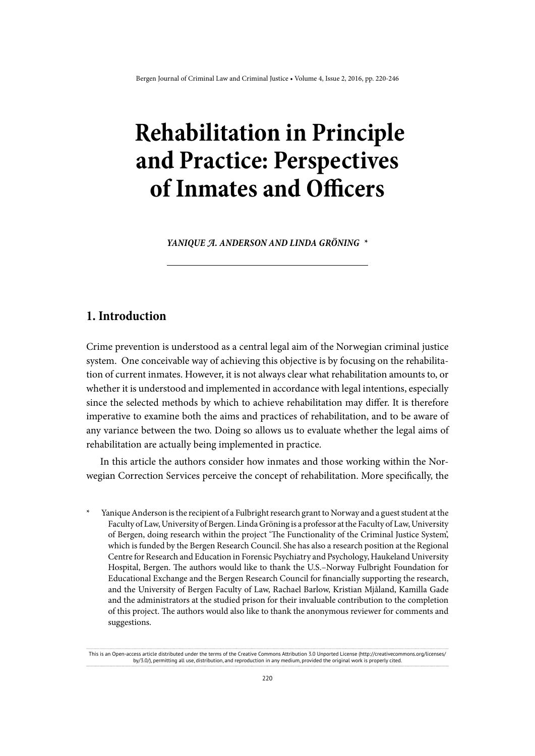# Rehabilitation in Principle and Practice: Perspectives of Inmates and Officers

*YANIQUE A. ANDERSON AND LINDA GRÖNING* *

## 1. Introduction

Crime prevention is understood as a central legal aim of the Norwegian criminal justice system. One conceivable way of achieving this objective is by focusing on the rehabilitation of current inmates. However, it is not always clear what rehabilitation amounts to, or whether it is understood and implemented in accordance with legal intentions, especially since the selected methods by which to achieve rehabilitation may differ. It is therefore imperative to examine both the aims and practices of rehabilitation, and to be aware of any variance between the two. Doing so allows us to evaluate whether the legal aims of rehabilitation are actually being implemented in practice.

In this article the authors consider how inmates and those working within the Norwegian Correction Services perceive the concept of rehabilitation. More specifically, the

\* Yanique Anderson is the recipient of a Fulbright research grant to Norway and a guest student at the Faculty of Law, University of Bergen. Linda Gröning is a professor at the Faculty of Law, University of Bergen, doing research within the project 'The Functionality of the Criminal Justice System', which is funded by the Bergen Research Council. She has also a research position at the Regional Centre for Research and Education in Forensic Psychiatry and Psychology, Haukeland University Hospital, Bergen. The authors would like to thank the U.S.–Norway Fulbright Foundation for Educational Exchange and the Bergen Research Council for financially supporting the research, and the University of Bergen Faculty of Law, Rachael Barlow, Kristian Mjåland, Kamilla Gade and the administrators at the studied prison for their invaluable contribution to the completion of this project. The authors would also like to thank the anonymous reviewer for comments and suggestions.

This is an Open-access article distributed under the terms of the Creative Commons Attribution 3.0 Unported License (http://creativecommons.org/licenses/by/3.0/), permitting all use, distribution, and reproduction in any medium, provided the original work is properly cited.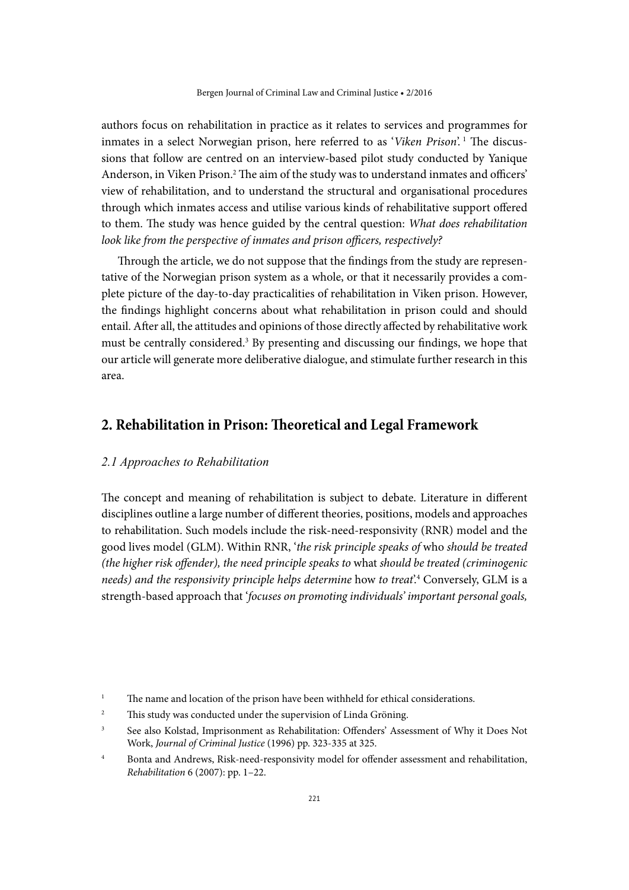authors focus on rehabilitation in practice as it relates to services and programmes for inmates in a select Norwegian prison, here referred to as '*Viken Prison*'.[1] The discussions that follow are centred on an interview-based pilot study conducted by Yanique Anderson, in Viken Prison.[2] The aim of the study was to understand inmates and officers' view of rehabilitation, and to understand the structural and organisational procedures through which inmates access and utilise various kinds of rehabilitative support offered to them. The study was hence guided by the central question: *What does rehabilitation look like from the perspective of inmates and prison officers, respectively?*

Through the article, we do not suppose that the findings from the study are representative of the Norwegian prison system as a whole, or that it necessarily provides a complete picture of the day-to-day practicalities of rehabilitation in Viken prison. However, the findings highlight concerns about what rehabilitation in prison could and should entail. After all, the attitudes and opinions of those directly affected by rehabilitative work must be centrally considered.[3] By presenting and discussing our findings, we hope that our article will generate more deliberative dialogue, and stimulate further research in this area.

## 2. Rehabilitation in Prison: Theoretical and Legal Framework

### *2.1 Approaches to Rehabilitation*

The concept and meaning of rehabilitation is subject to debate. Literature in different disciplines outline a large number of different theories, positions, models and approaches to rehabilitation. Such models include the risk-need-responsivity (RNR) model and the good lives model (GLM). Within RNR, '*the risk principle speaks of* who *should be treated (the higher risk offender), the need principle speaks to* what *should be treated (criminogenic needs) and the responsivity principle helps determine* how *to treat*'.[4] Conversely, GLM is a strength-based approach that '*focuses on promoting individuals' important personal goals,*

[1] The name and location of the prison have been withheld for ethical considerations.

[2] This study was conducted under the supervision of Linda Gröning.

[3] See also Kolstad, Imprisonment as Rehabilitation: Offenders' Assessment of Why it Does Not Work, *Journal of Criminal Justice* (1996) pp. 323-335 at 325.

[4] Bonta and Andrews, Risk-need-responsivity model for offender assessment and rehabilitation, *Rehabilitation* 6 (2007): pp. 1–22.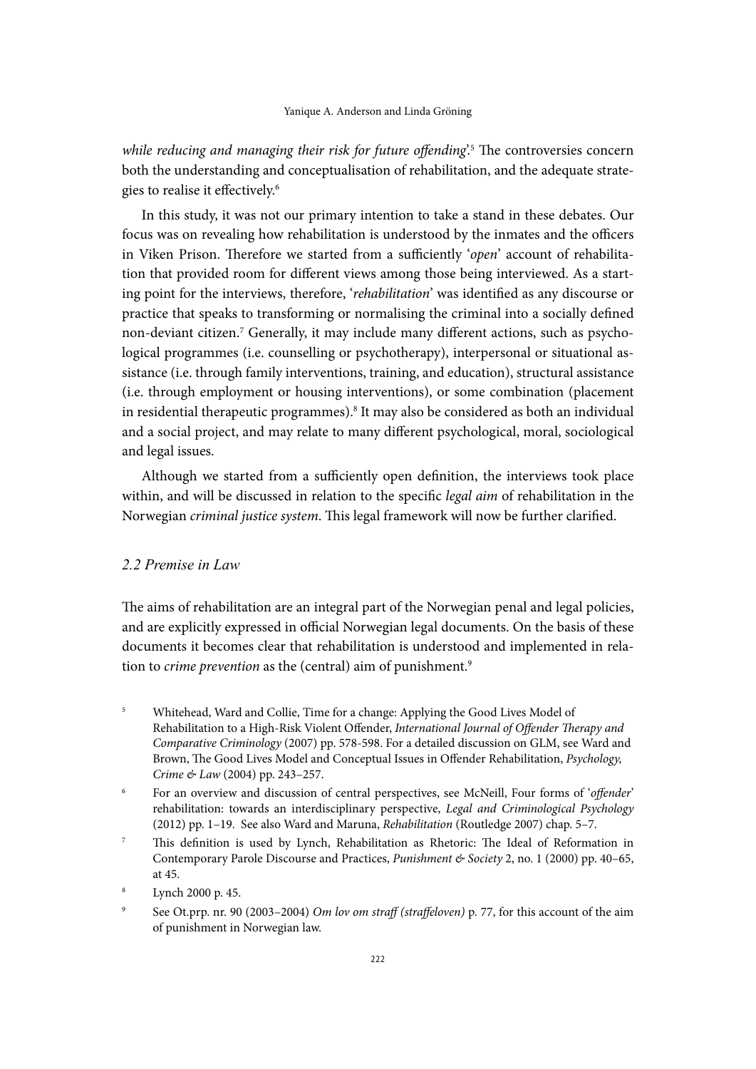*while reducing and managing their risk for future offending*'.[5] The controversies concern both the understanding and conceptualisation of rehabilitation, and the adequate strategies to realise it effectively.[6]

In this study, it was not our primary intention to take a stand in these debates. Our focus was on revealing how rehabilitation is understood by the inmates and the officers in Viken Prison. Therefore we started from a sufficiently '*open*' account of rehabilitation that provided room for different views among those being interviewed. As a starting point for the interviews, therefore, '*rehabilitation*' was identified as any discourse or practice that speaks to transforming or normalising the criminal into a socially defined non-deviant citizen.[7] Generally, it may include many different actions, such as psychological programmes (i.e. counselling or psychotherapy), interpersonal or situational assistance (i.e. through family interventions, training, and education), structural assistance (i.e. through employment or housing interventions), or some combination (placement in residential therapeutic programmes).[8] It may also be considered as both an individual and a social project, and may relate to many different psychological, moral, sociological and legal issues.

Although we started from a sufficiently open definition, the interviews took place within, and will be discussed in relation to the specific *legal aim* of rehabilitation in the Norwegian *criminal justice system*. This legal framework will now be further clarified.

### *2.2 Premise in Law*

The aims of rehabilitation are an integral part of the Norwegian penal and legal policies, and are explicitly expressed in official Norwegian legal documents. On the basis of these documents it becomes clear that rehabilitation is understood and implemented in relation to *crime prevention* as the (central) aim of punishment.[9]

[5] Whitehead, Ward and Collie, Time for a change: Applying the Good Lives Model of Rehabilitation to a High-Risk Violent Offender, *International Journal of Offender Therapy and Comparative Criminology* (2007) pp. 578-598. For a detailed discussion on GLM, see Ward and Brown, The Good Lives Model and Conceptual Issues in Offender Rehabilitation, *Psychology, Crime & Law* (2004) pp. 243–257.

[6] For an overview and discussion of central perspectives, see McNeill, Four forms of '*offender*' rehabilitation: towards an interdisciplinary perspective, *Legal and Criminological Psychology* (2012) pp. 1–19. See also Ward and Maruna, *Rehabilitation* (Routledge 2007) chap. 5–7.

[7] This definition is used by Lynch, Rehabilitation as Rhetoric: The Ideal of Reformation in Contemporary Parole Discourse and Practices, *Punishment & Society* 2, no. 1 (2000) pp. 40–65, at 45.

[8] Lynch 2000 p. 45.

[9] See Ot.prp. nr. 90 (2003–2004) *Om lov om straff (straffeloven)* p. 77, for this account of the aim of punishment in Norwegian law.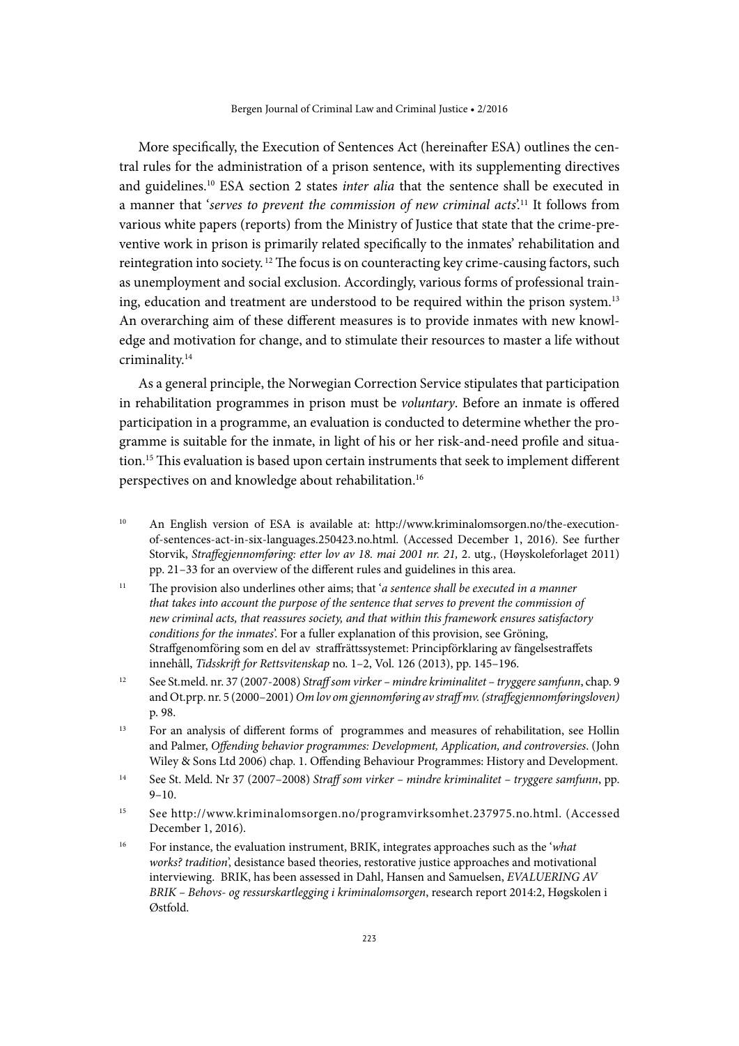More specifically, the Execution of Sentences Act (hereinafter ESA) outlines the central rules for the administration of a prison sentence, with its supplementing directives and guidelines.[10] ESA section 2 states *inter alia* that the sentence shall be executed in a manner that '*serves to prevent the commission of new criminal acts*'.[11] It follows from various white papers (reports) from the Ministry of Justice that state that the crime-preventive work in prison is primarily related specifically to the inmates' rehabilitation and reintegration into society.[12] The focus is on counteracting key crime-causing factors, such as unemployment and social exclusion. Accordingly, various forms of professional training, education and treatment are understood to be required within the prison system.[13] An overarching aim of these different measures is to provide inmates with new knowledge and motivation for change, and to stimulate their resources to master a life without criminality.[14]

As a general principle, the Norwegian Correction Service stipulates that participation in rehabilitation programmes in prison must be *voluntary*. Before an inmate is offered participation in a programme, an evaluation is conducted to determine whether the programme is suitable for the inmate, in light of his or her risk-and-need profile and situation.[15] This evaluation is based upon certain instruments that seek to implement different perspectives on and knowledge about rehabilitation.[16]

[10] An English version of ESA is available at: http://www.kriminalomsorgen.no/the-execution-of-sentences-act-in-six-languages.250423.no.html. (Accessed December 1, 2016). See further Storvik, *Straffegjennomføring: etter lov av 18. mai 2001 nr. 21,* 2. utg., (Høyskoleforlaget 2011) pp. 21–33 for an overview of the different rules and guidelines in this area.

[11] The provision also underlines other aims; that '*a sentence shall be executed in a manner that takes into account the purpose of the sentence that serves to prevent the commission of new criminal acts, that reassures society, and that within this framework ensures satisfactory conditions for the inmates*'. For a fuller explanation of this provision, see Gröning, Straffgenomföring som en del av straffrättssystemet: Principförklaring av fängelsestraffets innehåll, *Tidsskrift for Rettsvitenskap* no. 1–2, Vol. 126 (2013), pp. 145–196.

[12] See St.meld. nr. 37 (2007-2008) *Straff som virker – mindre kriminalitet – tryggere samfunn*, chap. 9 and Ot.prp. nr. 5 (2000–2001) *Om lov om gjennomføring av straff mv. (straffegjennomføringsloven)* p. 98.

[13] For an analysis of different forms of programmes and measures of rehabilitation, see Hollin and Palmer, *Offending behavior programmes: Development, Application, and controversies*. (John Wiley & Sons Ltd 2006) chap. 1. Offending Behaviour Programmes: History and Development.

[14] See St. Meld. Nr 37 (2007–2008) *Straff som virker – mindre kriminalitet – tryggere samfunn*, pp. 9–10.

[15] See http://www.kriminalomsorgen.no/programvirksomhet.237975.no.html. (Accessed December 1, 2016).

[16] For instance, the evaluation instrument, BRIK, integrates approaches such as the '*what works? tradition*', desistance based theories, restorative justice approaches and motivational interviewing. BRIK, has been assessed in Dahl, Hansen and Samuelsen, *EVALUERING AV BRIK – Behovs- og ressurskartlegging i kriminalomsorgen*, research report 2014:2, Høgskolen i Østfold.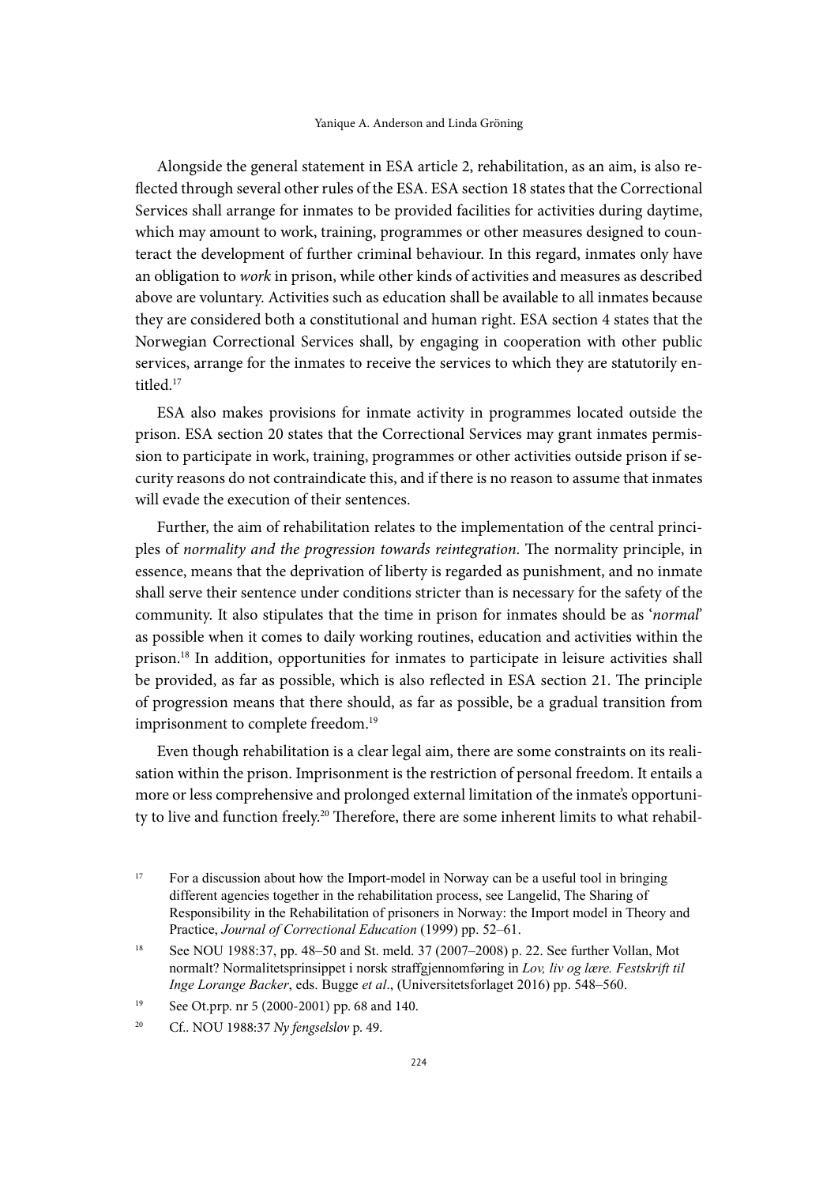Alongside the general statement in ESA article 2, rehabilitation, as an aim, is also reflected through several other rules of the ESA. ESA section 18 states that the Correctional Services shall arrange for inmates to be provided facilities for activities during daytime, which may amount to work, training, programmes or other measures designed to counteract the development of further criminal behaviour. In this regard, inmates only have an obligation to *work* in prison, while other kinds of activities and measures as described above are voluntary. Activities such as education shall be available to all inmates because they are considered both a constitutional and human right. ESA section 4 states that the Norwegian Correctional Services shall, by engaging in cooperation with other public services, arrange for the inmates to receive the services to which they are statutorily entitled.[17]

ESA also makes provisions for inmate activity in programmes located outside the prison. ESA section 20 states that the Correctional Services may grant inmates permission to participate in work, training, programmes or other activities outside prison if security reasons do not contraindicate this, and if there is no reason to assume that inmates will evade the execution of their sentences.

Further, the aim of rehabilitation relates to the implementation of the central principles of *normality and the progression towards reintegration*. The normality principle, in essence, means that the deprivation of liberty is regarded as punishment, and no inmate shall serve their sentence under conditions stricter than is necessary for the safety of the community. It also stipulates that the time in prison for inmates should be as '*normal*' as possible when it comes to daily working routines, education and activities within the prison.[18] In addition, opportunities for inmates to participate in leisure activities shall be provided, as far as possible, which is also reflected in ESA section 21. The principle of progression means that there should, as far as possible, be a gradual transition from imprisonment to complete freedom.[19]

Even though rehabilitation is a clear legal aim, there are some constraints on its realisation within the prison. Imprisonment is the restriction of personal freedom. It entails a more or less comprehensive and prolonged external limitation of the inmate's opportunity to live and function freely.[20] Therefore, there are some inherent limits to what rehabil-

[17] For a discussion about how the Import-model in Norway can be a useful tool in bringing different agencies together in the rehabilitation process, see Langelid, The Sharing of Responsibility in the Rehabilitation of prisoners in Norway: the Import model in Theory and Practice, *Journal of Correctional Education* (1999) pp. 52–61.

[18] See NOU 1988:37, pp. 48–50 and St. meld. 37 (2007–2008) p. 22. See further Vollan, Mot normalt? Normalitetsprinsippet i norsk straffgjennomføring in *Lov, liv og lære. Festskrift til Inge Lorange Backer*, eds. Bugge *et al*., (Universitetsforlaget 2016) pp. 548–560.

[19] See Ot.prp. nr 5 (2000-2001) pp. 68 and 140.

[20] Cf.. NOU 1988:37 *Ny fengselslov* p. 49.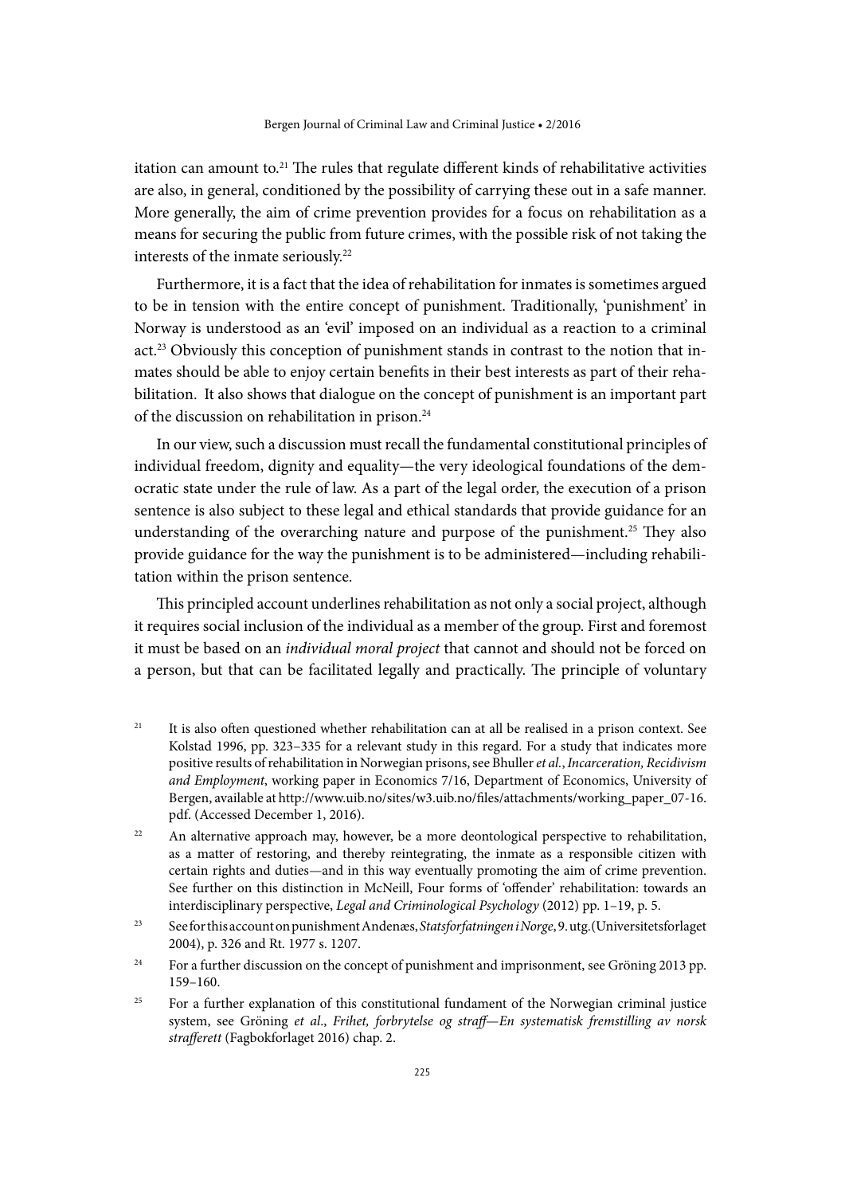itation can amount to.[21] The rules that regulate different kinds of rehabilitative activities are also, in general, conditioned by the possibility of carrying these out in a safe manner. More generally, the aim of crime prevention provides for a focus on rehabilitation as a means for securing the public from future crimes, with the possible risk of not taking the interests of the inmate seriously.[22]

Furthermore, it is a fact that the idea of rehabilitation for inmates is sometimes argued to be in tension with the entire concept of punishment. Traditionally, 'punishment' in Norway is understood as an 'evil' imposed on an individual as a reaction to a criminal act.[23] Obviously this conception of punishment stands in contrast to the notion that inmates should be able to enjoy certain benefits in their best interests as part of their rehabilitation. It also shows that dialogue on the concept of punishment is an important part of the discussion on rehabilitation in prison.[24]

In our view, such a discussion must recall the fundamental constitutional principles of individual freedom, dignity and equality—the very ideological foundations of the democratic state under the rule of law. As a part of the legal order, the execution of a prison sentence is also subject to these legal and ethical standards that provide guidance for an understanding of the overarching nature and purpose of the punishment.[25] They also provide guidance for the way the punishment is to be administered—including rehabilitation within the prison sentence.

This principled account underlines rehabilitation as not only a social project, although it requires social inclusion of the individual as a member of the group. First and foremost it must be based on an *individual moral project* that cannot and should not be forced on a person, but that can be facilitated legally and practically. The principle of voluntary

[21] It is also often questioned whether rehabilitation can at all be realised in a prison context. See Kolstad 1996, pp. 323–335 for a relevant study in this regard. For a study that indicates more positive results of rehabilitation in Norwegian prisons, see Bhuller *et al.*, *Incarceration, Recidivism and Employment*, working paper in Economics 7/16, Department of Economics, University of Bergen, available at http://www.uib.no/sites/w3.uib.no/files/attachments/working_paper_07-16.pdf. (Accessed December 1, 2016).

[22] An alternative approach may, however, be a more deontological perspective to rehabilitation, as a matter of restoring, and thereby reintegrating, the inmate as a responsible citizen with certain rights and duties—and in this way eventually promoting the aim of crime prevention. See further on this distinction in McNeill, Four forms of 'offender' rehabilitation: towards an interdisciplinary perspective, *Legal and Criminological Psychology* (2012) pp. 1–19, p. 5.

[23] See for this account on punishment Andenæs, *Statsforfatningen i Norge*, 9. utg. (Universitetsforlaget 2004), p. 326 and Rt. 1977 s. 1207.

[24] For a further discussion on the concept of punishment and imprisonment, see Gröning 2013 pp. 159–160.

[25] For a further explanation of this constitutional fundament of the Norwegian criminal justice system, see Gröning *et al.*, *Frihet, forbrytelse og straff—En systematisk fremstilling av norsk strafferett* (Fagbokforlaget 2016) chap. 2.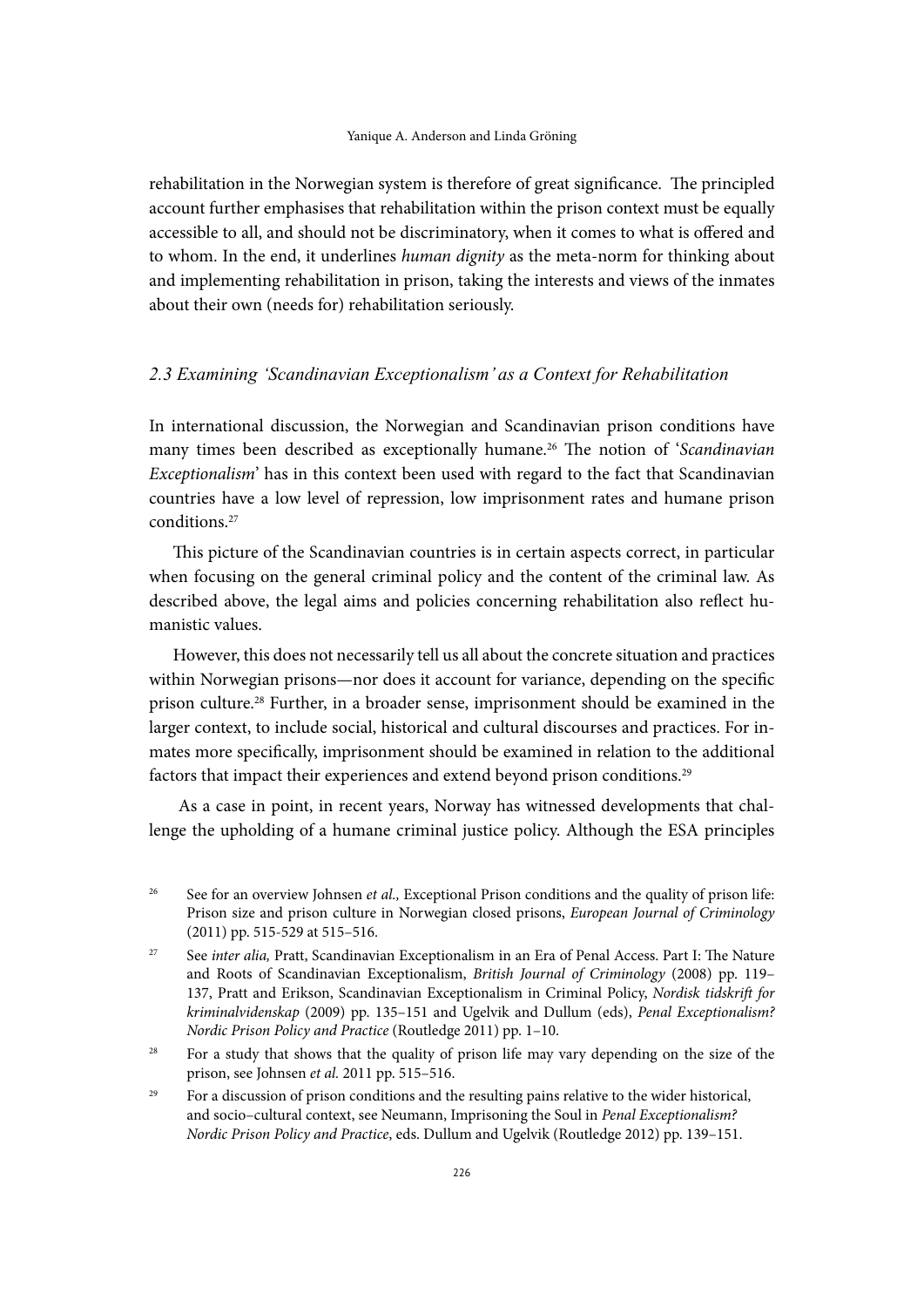rehabilitation in the Norwegian system is therefore of great significance. The principled account further emphasises that rehabilitation within the prison context must be equally accessible to all, and should not be discriminatory, when it comes to what is offered and to whom. In the end, it underlines *human dignity* as the meta-norm for thinking about and implementing rehabilitation in prison, taking the interests and views of the inmates about their own (needs for) rehabilitation seriously.

### *2.3 Examining 'Scandinavian Exceptionalism' as a Context for Rehabilitation*

In international discussion, the Norwegian and Scandinavian prison conditions have many times been described as exceptionally humane.[26] The notion of '*Scandinavian Exceptionalism*' has in this context been used with regard to the fact that Scandinavian countries have a low level of repression, low imprisonment rates and humane prison conditions.[27]

This picture of the Scandinavian countries is in certain aspects correct, in particular when focusing on the general criminal policy and the content of the criminal law. As described above, the legal aims and policies concerning rehabilitation also reflect humanistic values.

However, this does not necessarily tell us all about the concrete situation and practices within Norwegian prisons—nor does it account for variance, depending on the specific prison culture.[28] Further, in a broader sense, imprisonment should be examined in the larger context, to include social, historical and cultural discourses and practices. For inmates more specifically, imprisonment should be examined in relation to the additional factors that impact their experiences and extend beyond prison conditions.[29]

As a case in point, in recent years, Norway has witnessed developments that challenge the upholding of a humane criminal justice policy. Although the ESA principles

---

[26] See for an overview Johnsen *et al.,* Exceptional Prison conditions and the quality of prison life: Prison size and prison culture in Norwegian closed prisons, *European Journal of Criminology* (2011) pp. 515-529 at 515–516.

[27] See *inter alia,* Pratt, Scandinavian Exceptionalism in an Era of Penal Access. Part I: The Nature and Roots of Scandinavian Exceptionalism, *British Journal of Criminology* (2008) pp. 119–137, Pratt and Erikson, Scandinavian Exceptionalism in Criminal Policy, *Nordisk tidskrift for kriminalvidenskap* (2009) pp. 135–151 and Ugelvik and Dullum (eds), *Penal Exceptionalism? Nordic Prison Policy and Practice* (Routledge 2011) pp. 1–10.

[28] For a study that shows that the quality of prison life may vary depending on the size of the prison, see Johnsen *et al.* 2011 pp. 515–516.

[29] For a discussion of prison conditions and the resulting pains relative to the wider historical, and socio–cultural context, see Neumann, Imprisoning the Soul in *Penal Exceptionalism? Nordic Prison Policy and Practice*, eds. Dullum and Ugelvik (Routledge 2012) pp. 139–151.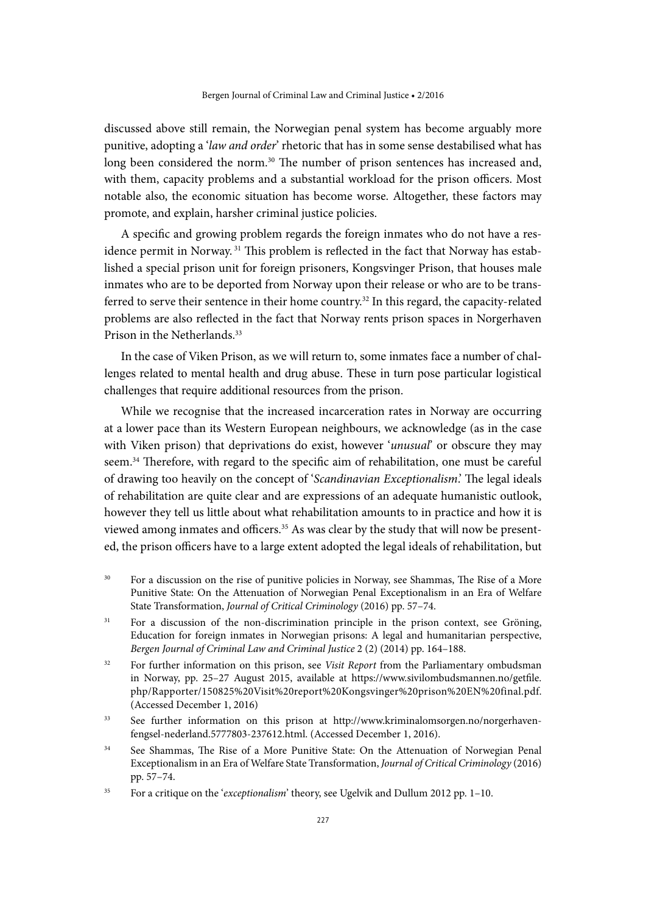discussed above still remain, the Norwegian penal system has become arguably more punitive, adopting a '*law and order*' rhetoric that has in some sense destabilised what has long been considered the norm.[30] The number of prison sentences has increased and, with them, capacity problems and a substantial workload for the prison officers. Most notable also, the economic situation has become worse. Altogether, these factors may promote, and explain, harsher criminal justice policies.

A specific and growing problem regards the foreign inmates who do not have a residence permit in Norway. [31] This problem is reflected in the fact that Norway has established a special prison unit for foreign prisoners, Kongsvinger Prison, that houses male inmates who are to be deported from Norway upon their release or who are to be transferred to serve their sentence in their home country.[32] In this regard, the capacity-related problems are also reflected in the fact that Norway rents prison spaces in Norgerhaven Prison in the Netherlands.[33]

In the case of Viken Prison, as we will return to, some inmates face a number of challenges related to mental health and drug abuse. These in turn pose particular logistical challenges that require additional resources from the prison.

While we recognise that the increased incarceration rates in Norway are occurring at a lower pace than its Western European neighbours, we acknowledge (as in the case with Viken prison) that deprivations do exist, however '*unusual*' or obscure they may seem.[34] Therefore, with regard to the specific aim of rehabilitation, one must be careful of drawing too heavily on the concept of '*Scandinavian Exceptionalism*.' The legal ideals of rehabilitation are quite clear and are expressions of an adequate humanistic outlook, however they tell us little about what rehabilitation amounts to in practice and how it is viewed among inmates and officers.[35] As was clear by the study that will now be presented, the prison officers have to a large extent adopted the legal ideals of rehabilitation, but

[30] For a discussion on the rise of punitive policies in Norway, see Shammas, The Rise of a More Punitive State: On the Attenuation of Norwegian Penal Exceptionalism in an Era of Welfare State Transformation, *Journal of Critical Criminology* (2016) pp. 57–74.

[31] For a discussion of the non-discrimination principle in the prison context, see Gröning, Education for foreign inmates in Norwegian prisons: A legal and humanitarian perspective, *Bergen Journal of Criminal Law and Criminal Justice* 2 (2) (2014) pp. 164–188.

[32] For further information on this prison, see *Visit Report* from the Parliamentary ombudsman in Norway, pp. 25–27 August 2015, available at https://www.sivilombudsmannen.no/getfile.php/Rapporter/150825%20Visit%20report%20Kongsvinger%20prison%20EN%20final.pdf. (Accessed December 1, 2016)

[33] See further information on this prison at http://www.kriminalomsorgen.no/norgerhaven-fengsel-nederland.5777803-237612.html. (Accessed December 1, 2016).

[34] See Shammas, The Rise of a More Punitive State: On the Attenuation of Norwegian Penal Exceptionalism in an Era of Welfare State Transformation, *Journal of Critical Criminology* (2016) pp. 57–74.

[35] For a critique on the '*exceptionalism*' theory, see Ugelvik and Dullum 2012 pp. 1–10.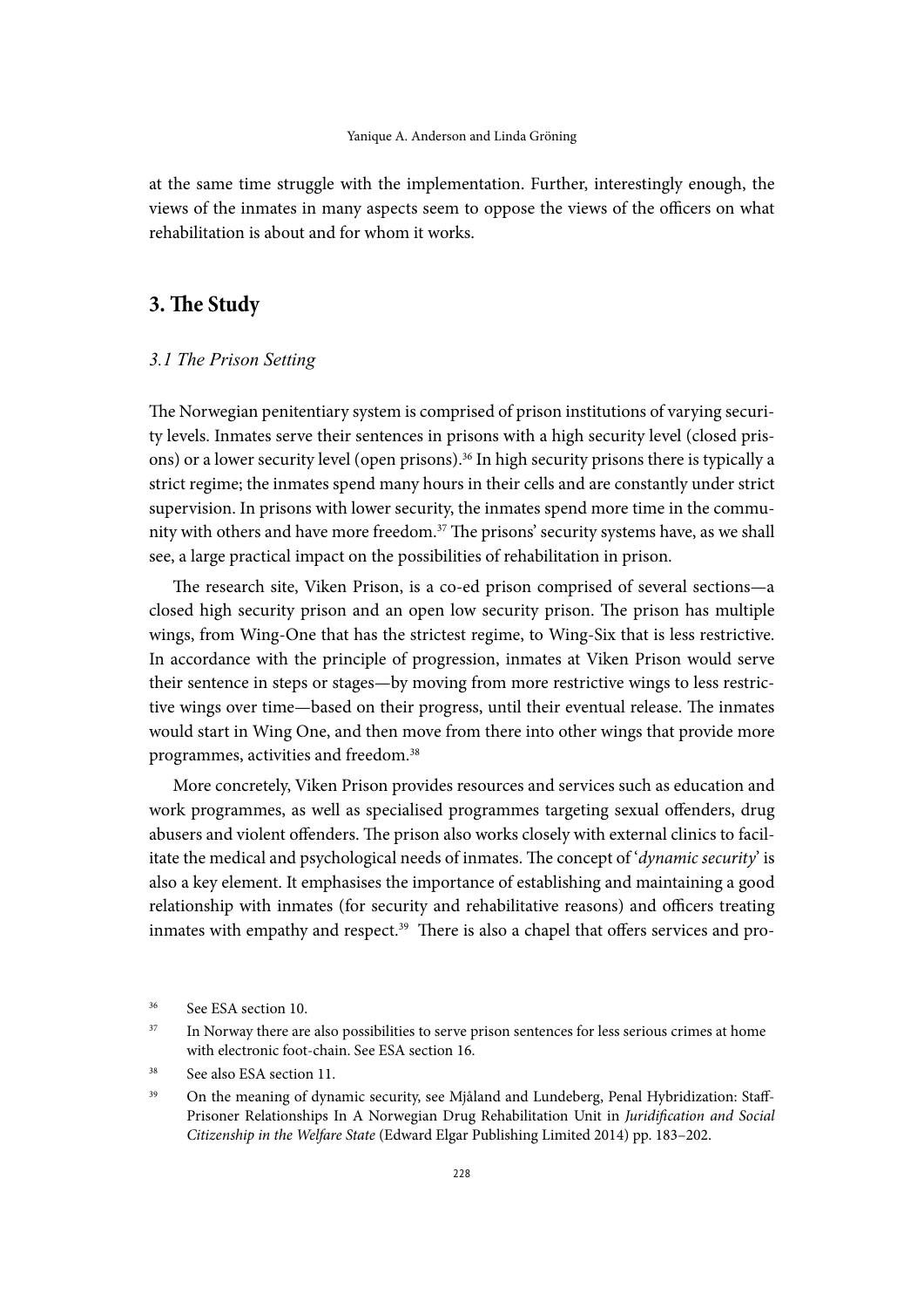at the same time struggle with the implementation. Further, interestingly enough, the views of the inmates in many aspects seem to oppose the views of the officers on what rehabilitation is about and for whom it works.

## 3. The Study

### *3.1 The Prison Setting*

The Norwegian penitentiary system is comprised of prison institutions of varying security levels. Inmates serve their sentences in prisons with a high security level (closed prisons) or a lower security level (open prisons).[36] In high security prisons there is typically a strict regime; the inmates spend many hours in their cells and are constantly under strict supervision. In prisons with lower security, the inmates spend more time in the community with others and have more freedom.[37] The prisons' security systems have, as we shall see, a large practical impact on the possibilities of rehabilitation in prison.

The research site, Viken Prison, is a co-ed prison comprised of several sections—a closed high security prison and an open low security prison. The prison has multiple wings, from Wing-One that has the strictest regime, to Wing-Six that is less restrictive. In accordance with the principle of progression, inmates at Viken Prison would serve their sentence in steps or stages—by moving from more restrictive wings to less restrictive wings over time—based on their progress, until their eventual release. The inmates would start in Wing One, and then move from there into other wings that provide more programmes, activities and freedom.[38]

More concretely, Viken Prison provides resources and services such as education and work programmes, as well as specialised programmes targeting sexual offenders, drug abusers and violent offenders. The prison also works closely with external clinics to facilitate the medical and psychological needs of inmates. The concept of '*dynamic security*' is also a key element. It emphasises the importance of establishing and maintaining a good relationship with inmates (for security and rehabilitative reasons) and officers treating inmates with empathy and respect.[39] There is also a chapel that offers services and pro-

[36] See ESA section 10.

[37] In Norway there are also possibilities to serve prison sentences for less serious crimes at home with electronic foot-chain. See ESA section 16.

[38] See also ESA section 11.

[39] On the meaning of dynamic security, see Mjåland and Lundeberg, Penal Hybridization: Staff-Prisoner Relationships In A Norwegian Drug Rehabilitation Unit in *Juridification and Social Citizenship in the Welfare State* (Edward Elgar Publishing Limited 2014) pp. 183–202.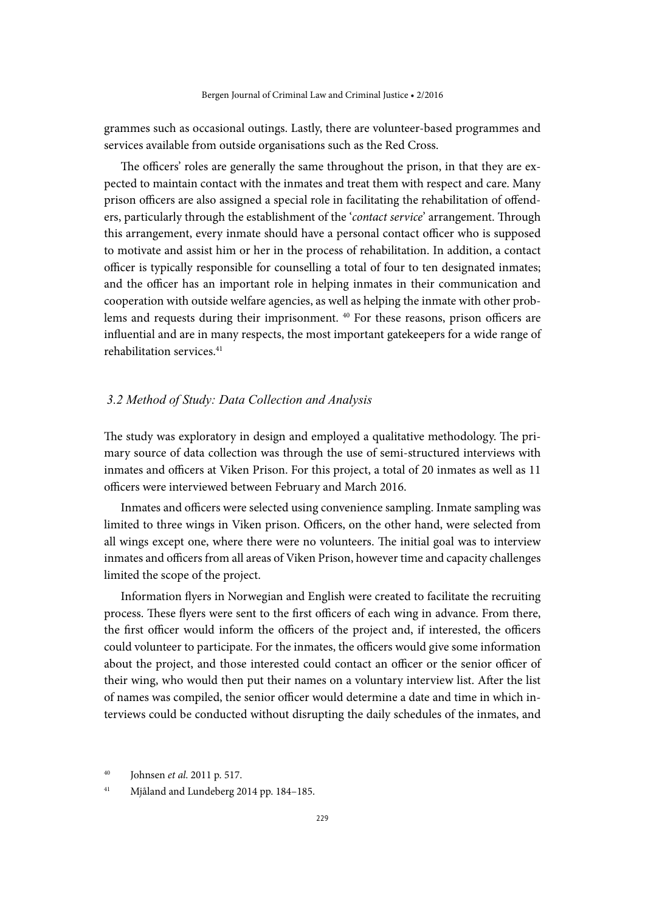grammes such as occasional outings. Lastly, there are volunteer-based programmes and services available from outside organisations such as the Red Cross.

The officers' roles are generally the same throughout the prison, in that they are expected to maintain contact with the inmates and treat them with respect and care. Many prison officers are also assigned a special role in facilitating the rehabilitation of offenders, particularly through the establishment of the '*contact service*' arrangement. Through this arrangement, every inmate should have a personal contact officer who is supposed to motivate and assist him or her in the process of rehabilitation. In addition, a contact officer is typically responsible for counselling a total of four to ten designated inmates; and the officer has an important role in helping inmates in their communication and cooperation with outside welfare agencies, as well as helping the inmate with other problems and requests during their imprisonment. [40] For these reasons, prison officers are influential and are in many respects, the most important gatekeepers for a wide range of rehabilitation services.[41]

### *3.2 Method of Study: Data Collection and Analysis*

The study was exploratory in design and employed a qualitative methodology. The primary source of data collection was through the use of semi-structured interviews with inmates and officers at Viken Prison. For this project, a total of 20 inmates as well as 11 officers were interviewed between February and March 2016.

Inmates and officers were selected using convenience sampling. Inmate sampling was limited to three wings in Viken prison. Officers, on the other hand, were selected from all wings except one, where there were no volunteers. The initial goal was to interview inmates and officers from all areas of Viken Prison, however time and capacity challenges limited the scope of the project.

Information flyers in Norwegian and English were created to facilitate the recruiting process. These flyers were sent to the first officers of each wing in advance. From there, the first officer would inform the officers of the project and, if interested, the officers could volunteer to participate. For the inmates, the officers would give some information about the project, and those interested could contact an officer or the senior officer of their wing, who would then put their names on a voluntary interview list. After the list of names was compiled, the senior officer would determine a date and time in which interviews could be conducted without disrupting the daily schedules of the inmates, and

---

[40] Johnsen *et al.* 2011 p. 517.

[41] Mjåland and Lundeberg 2014 pp. 184–185.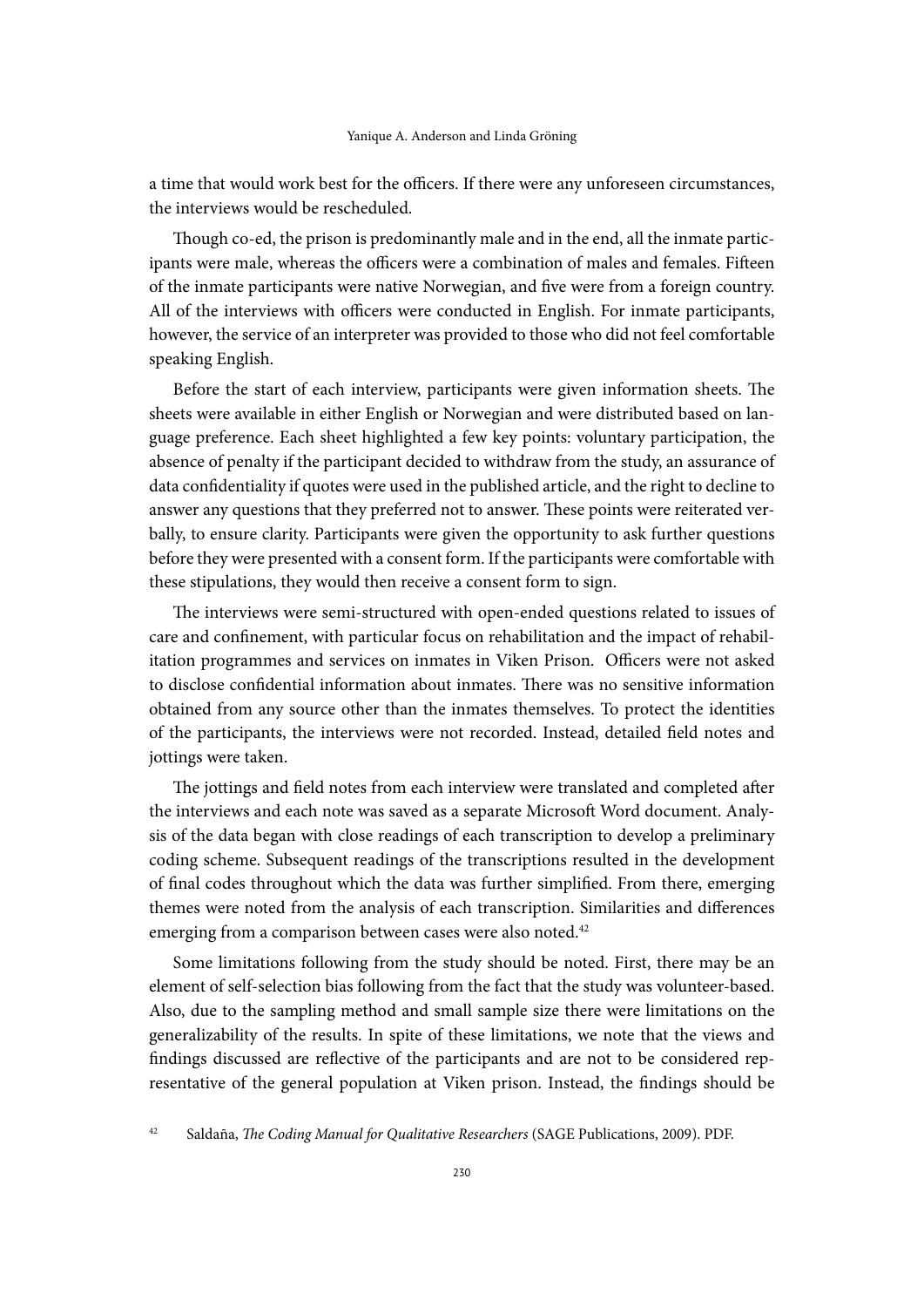a time that would work best for the officers. If there were any unforeseen circumstances, the interviews would be rescheduled.

Though co-ed, the prison is predominantly male and in the end, all the inmate participants were male, whereas the officers were a combination of males and females. Fifteen of the inmate participants were native Norwegian, and five were from a foreign country. All of the interviews with officers were conducted in English. For inmate participants, however, the service of an interpreter was provided to those who did not feel comfortable speaking English.

Before the start of each interview, participants were given information sheets. The sheets were available in either English or Norwegian and were distributed based on language preference. Each sheet highlighted a few key points: voluntary participation, the absence of penalty if the participant decided to withdraw from the study, an assurance of data confidentiality if quotes were used in the published article, and the right to decline to answer any questions that they preferred not to answer. These points were reiterated verbally, to ensure clarity. Participants were given the opportunity to ask further questions before they were presented with a consent form. If the participants were comfortable with these stipulations, they would then receive a consent form to sign.

The interviews were semi-structured with open-ended questions related to issues of care and confinement, with particular focus on rehabilitation and the impact of rehabilitation programmes and services on inmates in Viken Prison. Officers were not asked to disclose confidential information about inmates. There was no sensitive information obtained from any source other than the inmates themselves. To protect the identities of the participants, the interviews were not recorded. Instead, detailed field notes and jottings were taken.

The jottings and field notes from each interview were translated and completed after the interviews and each note was saved as a separate Microsoft Word document. Analysis of the data began with close readings of each transcription to develop a preliminary coding scheme. Subsequent readings of the transcriptions resulted in the development of final codes throughout which the data was further simplified. From there, emerging themes were noted from the analysis of each transcription. Similarities and differences emerging from a comparison between cases were also noted.[42]

Some limitations following from the study should be noted. First, there may be an element of self-selection bias following from the fact that the study was volunteer-based. Also, due to the sampling method and small sample size there were limitations on the generalizability of the results. In spite of these limitations, we note that the views and findings discussed are reflective of the participants and are not to be considered representative of the general population at Viken prison. Instead, the findings should be

[42] Saldaña, *The Coding Manual for Qualitative Researchers* (SAGE Publications, 2009). PDF.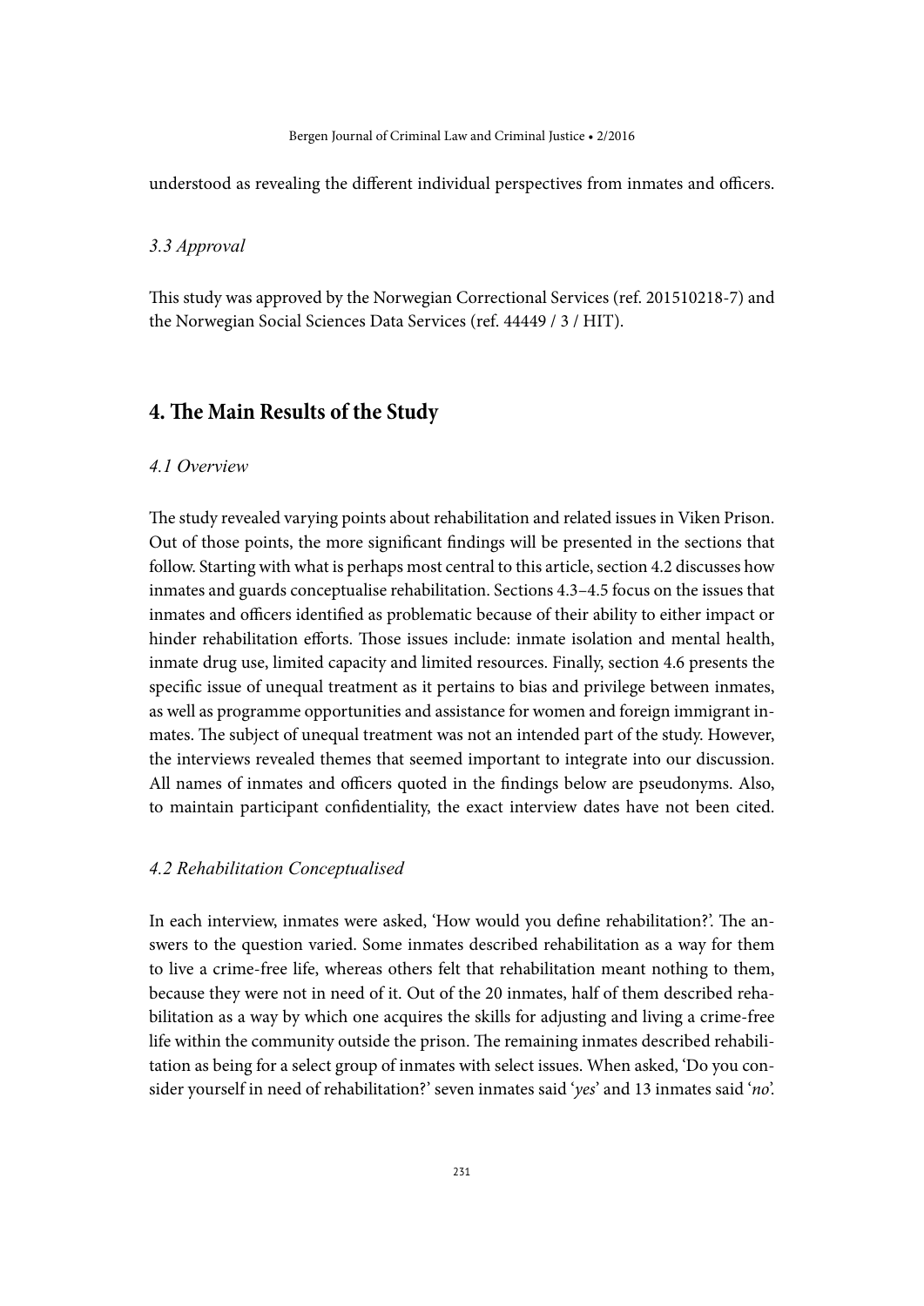understood as revealing the different individual perspectives from inmates and officers.

### *3.3 Approval*

This study was approved by the Norwegian Correctional Services (ref. 201510218-7) and the Norwegian Social Sciences Data Services (ref. 44449 / 3 / HIT).

## 4. The Main Results of the Study

### *4.1 Overview*

The study revealed varying points about rehabilitation and related issues in Viken Prison. Out of those points, the more significant findings will be presented in the sections that follow. Starting with what is perhaps most central to this article, section 4.2 discusses how inmates and guards conceptualise rehabilitation. Sections 4.3–4.5 focus on the issues that inmates and officers identified as problematic because of their ability to either impact or hinder rehabilitation efforts. Those issues include: inmate isolation and mental health, inmate drug use, limited capacity and limited resources. Finally, section 4.6 presents the specific issue of unequal treatment as it pertains to bias and privilege between inmates, as well as programme opportunities and assistance for women and foreign immigrant inmates. The subject of unequal treatment was not an intended part of the study. However, the interviews revealed themes that seemed important to integrate into our discussion. All names of inmates and officers quoted in the findings below are pseudonyms. Also, to maintain participant confidentiality, the exact interview dates have not been cited.

### *4.2 Rehabilitation Conceptualised*

In each interview, inmates were asked, 'How would you define rehabilitation?'. The answers to the question varied. Some inmates described rehabilitation as a way for them to live a crime-free life, whereas others felt that rehabilitation meant nothing to them, because they were not in need of it. Out of the 20 inmates, half of them described rehabilitation as a way by which one acquires the skills for adjusting and living a crime-free life within the community outside the prison. The remaining inmates described rehabilitation as being for a select group of inmates with select issues. When asked, 'Do you consider yourself in need of rehabilitation?' seven inmates said '*yes*' and 13 inmates said '*no*'.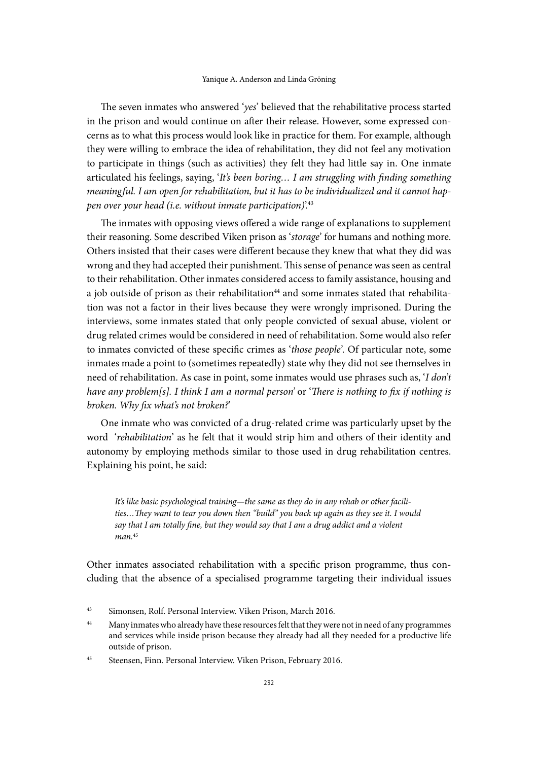The seven inmates who answered '*yes*' believed that the rehabilitative process started in the prison and would continue on after their release. However, some expressed concerns as to what this process would look like in practice for them. For example, although they were willing to embrace the idea of rehabilitation, they did not feel any motivation to participate in things (such as activities) they felt they had little say in. One inmate articulated his feelings, saying, '*It's been boring… I am struggling with finding something meaningful. I am open for rehabilitation, but it has to be individualized and it cannot happen over your head (i.e. without inmate participation)*'.[43]

The inmates with opposing views offered a wide range of explanations to supplement their reasoning. Some described Viken prison as '*storage*' for humans and nothing more. Others insisted that their cases were different because they knew that what they did was wrong and they had accepted their punishment. This sense of penance was seen as central to their rehabilitation. Other inmates considered access to family assistance, housing and a job outside of prison as their rehabilitation[44] and some inmates stated that rehabilitation was not a factor in their lives because they were wrongly imprisoned. During the interviews, some inmates stated that only people convicted of sexual abuse, violent or drug related crimes would be considered in need of rehabilitation. Some would also refer to inmates convicted of these specific crimes as '*those people*'. Of particular note, some inmates made a point to (sometimes repeatedly) state why they did not see themselves in need of rehabilitation. As case in point, some inmates would use phrases such as, '*I don't have any problem[s]. I think I am a normal person*' or '*There is nothing to fix if nothing is broken. Why fix what's not broken?*'

One inmate who was convicted of a drug-related crime was particularly upset by the word '*rehabilitation*' as he felt that it would strip him and others of their identity and autonomy by employing methods similar to those used in drug rehabilitation centres. Explaining his point, he said:

> *It's like basic psychological training—the same as they do in any rehab or other facilities…They want to tear you down then "build" you back up again as they see it. I would say that I am totally fine, but they would say that I am a drug addict and a violent man.*[45]

Other inmates associated rehabilitation with a specific prison programme, thus concluding that the absence of a specialised programme targeting their individual issues

[43] Simonsen, Rolf. Personal Interview. Viken Prison, March 2016.

[44] Many inmates who already have these resources felt that they were not in need of any programmes and services while inside prison because they already had all they needed for a productive life outside of prison.

[45] Steensen, Finn. Personal Interview. Viken Prison, February 2016.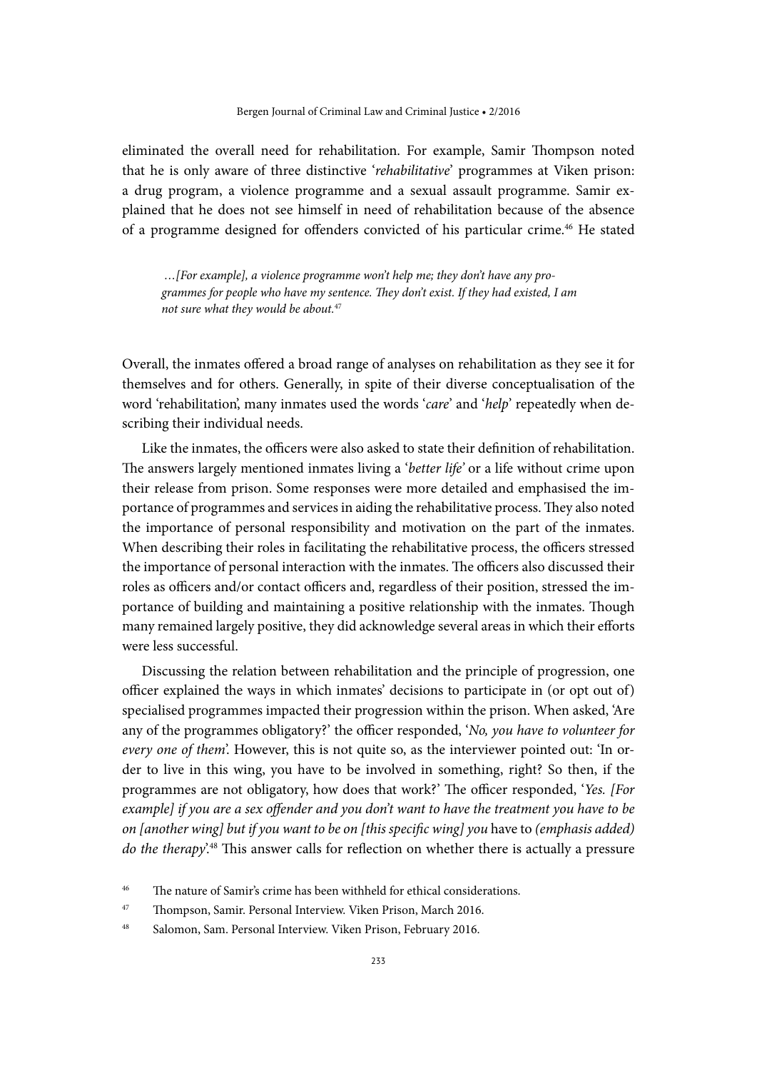eliminated the overall need for rehabilitation. For example, Samir Thompson noted that he is only aware of three distinctive '*rehabilitative*' programmes at Viken prison: a drug program, a violence programme and a sexual assault programme. Samir explained that he does not see himself in need of rehabilitation because of the absence of a programme designed for offenders convicted of his particular crime.[46] He stated

> *…[For example], a violence programme won't help me; they don't have any programmes for people who have my sentence. They don't exist. If they had existed, I am not sure what they would be about.*[47]

Overall, the inmates offered a broad range of analyses on rehabilitation as they see it for themselves and for others. Generally, in spite of their diverse conceptualisation of the word 'rehabilitation', many inmates used the words '*care*' and '*help*' repeatedly when describing their individual needs.

Like the inmates, the officers were also asked to state their definition of rehabilitation. The answers largely mentioned inmates living a '*better life*' or a life without crime upon their release from prison. Some responses were more detailed and emphasised the importance of programmes and services in aiding the rehabilitative process. They also noted the importance of personal responsibility and motivation on the part of the inmates. When describing their roles in facilitating the rehabilitative process, the officers stressed the importance of personal interaction with the inmates. The officers also discussed their roles as officers and/or contact officers and, regardless of their position, stressed the importance of building and maintaining a positive relationship with the inmates. Though many remained largely positive, they did acknowledge several areas in which their efforts were less successful.

Discussing the relation between rehabilitation and the principle of progression, one officer explained the ways in which inmates' decisions to participate in (or opt out of) specialised programmes impacted their progression within the prison. When asked, 'Are any of the programmes obligatory?' the officer responded, '*No, you have to volunteer for every one of them*'. However, this is not quite so, as the interviewer pointed out: 'In order to live in this wing, you have to be involved in something, right? So then, if the programmes are not obligatory, how does that work?' The officer responded, '*Yes. [For example] if you are a sex offender and you don't want to have the treatment you have to be on [another wing] but if you want to be on [this specific wing] you* have to *(emphasis added) do the therapy*'.[48] This answer calls for reflection on whether there is actually a pressure

[46] The nature of Samir's crime has been withheld for ethical considerations.

[47] Thompson, Samir. Personal Interview. Viken Prison, March 2016.

[48] Salomon, Sam. Personal Interview. Viken Prison, February 2016.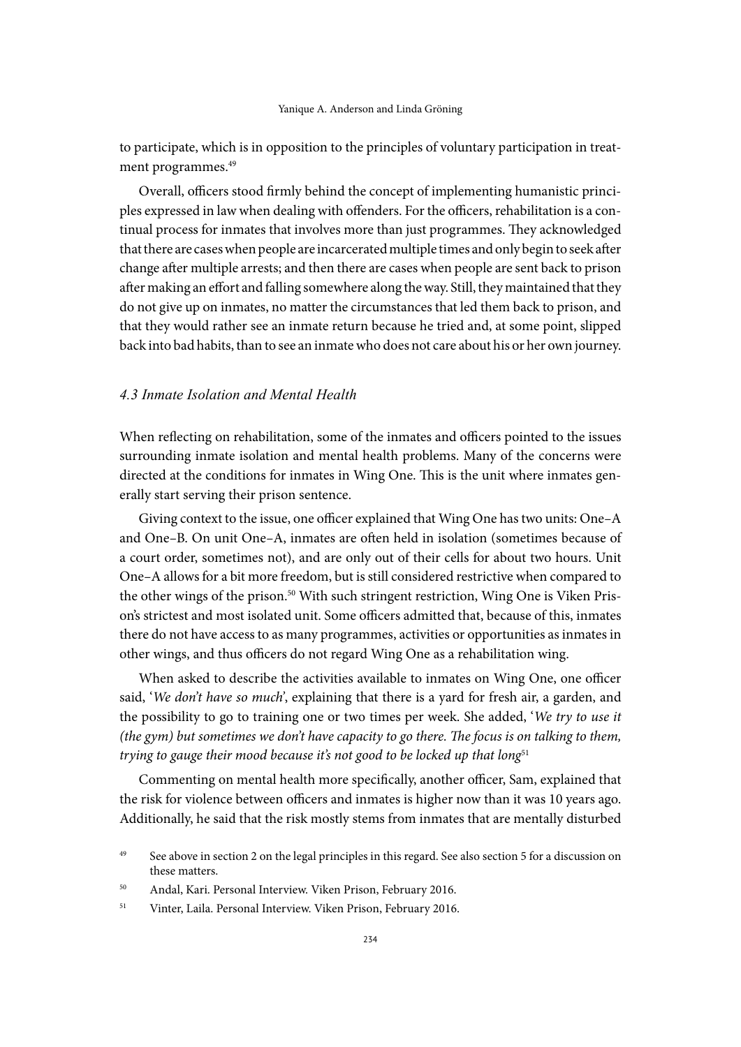to participate, which is in opposition to the principles of voluntary participation in treatment programmes.[49]

Overall, officers stood firmly behind the concept of implementing humanistic principles expressed in law when dealing with offenders. For the officers, rehabilitation is a continual process for inmates that involves more than just programmes. They acknowledged that there are cases when people are incarcerated multiple times and only begin to seek after change after multiple arrests; and then there are cases when people are sent back to prison after making an effort and falling somewhere along the way. Still, they maintained that they do not give up on inmates, no matter the circumstances that led them back to prison, and that they would rather see an inmate return because he tried and, at some point, slipped back into bad habits, than to see an inmate who does not care about his or her own journey.

### *4.3 Inmate Isolation and Mental Health*

When reflecting on rehabilitation, some of the inmates and officers pointed to the issues surrounding inmate isolation and mental health problems. Many of the concerns were directed at the conditions for inmates in Wing One. This is the unit where inmates generally start serving their prison sentence.

Giving context to the issue, one officer explained that Wing One has two units: One–A and One–B. On unit One–A, inmates are often held in isolation (sometimes because of a court order, sometimes not), and are only out of their cells for about two hours. Unit One–A allows for a bit more freedom, but is still considered restrictive when compared to the other wings of the prison.[50] With such stringent restriction, Wing One is Viken Prison's strictest and most isolated unit. Some officers admitted that, because of this, inmates there do not have access to as many programmes, activities or opportunities as inmates in other wings, and thus officers do not regard Wing One as a rehabilitation wing.

When asked to describe the activities available to inmates on Wing One, one officer said, '*We don't have so much*', explaining that there is a yard for fresh air, a garden, and the possibility to go to training one or two times per week. She added, '*We try to use it (the gym) but sometimes we don't have capacity to go there. The focus is on talking to them, trying to gauge their mood because it's not good to be locked up that long*[51]

Commenting on mental health more specifically, another officer, Sam, explained that the risk for violence between officers and inmates is higher now than it was 10 years ago. Additionally, he said that the risk mostly stems from inmates that are mentally disturbed

[49] See above in section 2 on the legal principles in this regard. See also section 5 for a discussion on these matters.

[50] Andal, Kari. Personal Interview. Viken Prison, February 2016.

[51] Vinter, Laila. Personal Interview. Viken Prison, February 2016.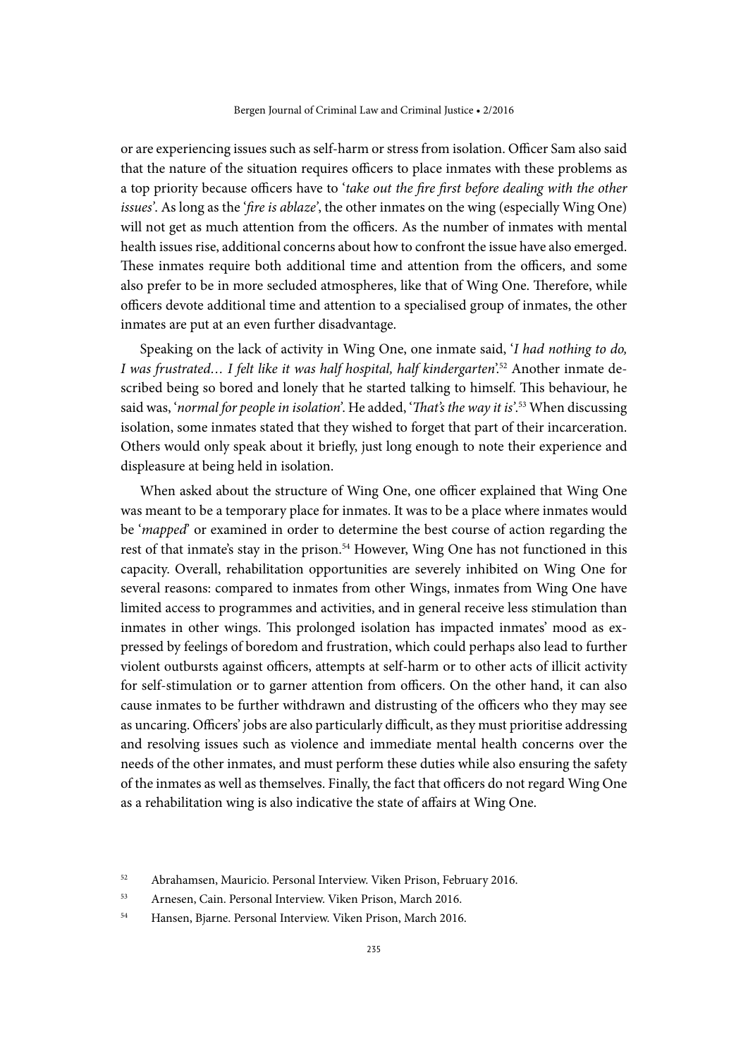or are experiencing issues such as self-harm or stress from isolation. Officer Sam also said that the nature of the situation requires officers to place inmates with these problems as a top priority because officers have to '*take out the fire first before dealing with the other issues*'. As long as the '*fire is ablaze*', the other inmates on the wing (especially Wing One) will not get as much attention from the officers. As the number of inmates with mental health issues rise, additional concerns about how to confront the issue have also emerged. These inmates require both additional time and attention from the officers, and some also prefer to be in more secluded atmospheres, like that of Wing One. Therefore, while officers devote additional time and attention to a specialised group of inmates, the other inmates are put at an even further disadvantage.

Speaking on the lack of activity in Wing One, one inmate said, '*I had nothing to do, I was frustrated… I felt like it was half hospital, half kindergarten*'.[52] Another inmate described being so bored and lonely that he started talking to himself. This behaviour, he said was, '*normal for people in isolation*'. He added, '*That's the way it is*'.[53] When discussing isolation, some inmates stated that they wished to forget that part of their incarceration. Others would only speak about it briefly, just long enough to note their experience and displeasure at being held in isolation.

When asked about the structure of Wing One, one officer explained that Wing One was meant to be a temporary place for inmates. It was to be a place where inmates would be '*mapped*' or examined in order to determine the best course of action regarding the rest of that inmate's stay in the prison.[54] However, Wing One has not functioned in this capacity. Overall, rehabilitation opportunities are severely inhibited on Wing One for several reasons: compared to inmates from other Wings, inmates from Wing One have limited access to programmes and activities, and in general receive less stimulation than inmates in other wings. This prolonged isolation has impacted inmates' mood as expressed by feelings of boredom and frustration, which could perhaps also lead to further violent outbursts against officers, attempts at self-harm or to other acts of illicit activity for self-stimulation or to garner attention from officers. On the other hand, it can also cause inmates to be further withdrawn and distrusting of the officers who they may see as uncaring. Officers' jobs are also particularly difficult, as they must prioritise addressing and resolving issues such as violence and immediate mental health concerns over the needs of the other inmates, and must perform these duties while also ensuring the safety of the inmates as well as themselves. Finally, the fact that officers do not regard Wing One as a rehabilitation wing is also indicative the state of affairs at Wing One.

[52] Abrahamsen, Mauricio. Personal Interview. Viken Prison, February 2016.

[53] Arnesen, Cain. Personal Interview. Viken Prison, March 2016.

[54] Hansen, Bjarne. Personal Interview. Viken Prison, March 2016.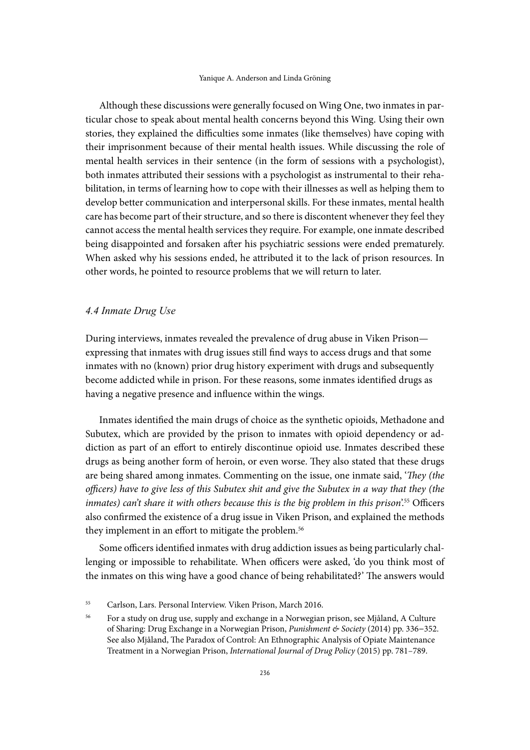Although these discussions were generally focused on Wing One, two inmates in particular chose to speak about mental health concerns beyond this Wing. Using their own stories, they explained the difficulties some inmates (like themselves) have coping with their imprisonment because of their mental health issues. While discussing the role of mental health services in their sentence (in the form of sessions with a psychologist), both inmates attributed their sessions with a psychologist as instrumental to their rehabilitation, in terms of learning how to cope with their illnesses as well as helping them to develop better communication and interpersonal skills. For these inmates, mental health care has become part of their structure, and so there is discontent whenever they feel they cannot access the mental health services they require. For example, one inmate described being disappointed and forsaken after his psychiatric sessions were ended prematurely. When asked why his sessions ended, he attributed it to the lack of prison resources. In other words, he pointed to resource problems that we will return to later.

### *4.4 Inmate Drug Use*

During interviews, inmates revealed the prevalence of drug abuse in Viken Prison—expressing that inmates with drug issues still find ways to access drugs and that some inmates with no (known) prior drug history experiment with drugs and subsequently become addicted while in prison. For these reasons, some inmates identified drugs as having a negative presence and influence within the wings.

Inmates identified the main drugs of choice as the synthetic opioids, Methadone and Subutex, which are provided by the prison to inmates with opioid dependency or addiction as part of an effort to entirely discontinue opioid use. Inmates described these drugs as being another form of heroin, or even worse. They also stated that these drugs are being shared among inmates. Commenting on the issue, one inmate said, '*They (the officers) have to give less of this Subutex shit and give the Subutex in a way that they (the inmates) can't share it with others because this is the big problem in this prison*'.[55] Officers also confirmed the existence of a drug issue in Viken Prison, and explained the methods they implement in an effort to mitigate the problem.[56]

Some officers identified inmates with drug addiction issues as being particularly challenging or impossible to rehabilitate. When officers were asked, 'do you think most of the inmates on this wing have a good chance of being rehabilitated?' The answers would

[55] Carlson, Lars. Personal Interview. Viken Prison, March 2016.

[56] For a study on drug use, supply and exchange in a Norwegian prison, see Mjåland, A Culture of Sharing: Drug Exchange in a Norwegian Prison, *Punishment & Society* (2014) pp. 336–352. See also Mjåland, The Paradox of Control: An Ethnographic Analysis of Opiate Maintenance Treatment in a Norwegian Prison, *International Journal of Drug Policy* (2015) pp. 781–789.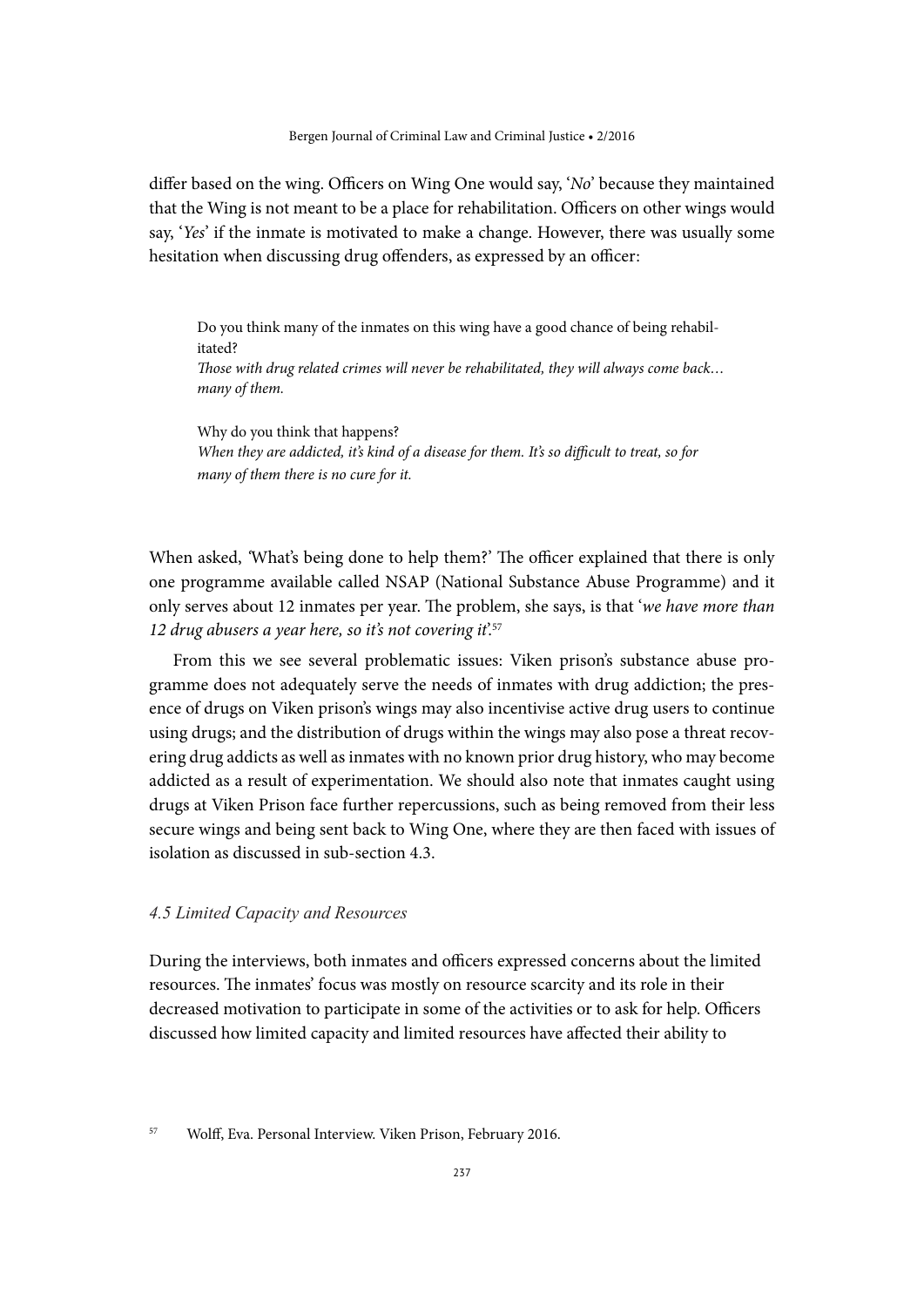differ based on the wing. Officers on Wing One would say, '*No*' because they maintained that the Wing is not meant to be a place for rehabilitation. Officers on other wings would say, '*Yes*' if the inmate is motivated to make a change. However, there was usually some hesitation when discussing drug offenders, as expressed by an officer:

> Do you think many of the inmates on this wing have a good chance of being rehabilitated?
> *Those with drug related crimes will never be rehabilitated, they will always come back… many of them.*
>
> Why do you think that happens?
> *When they are addicted, it's kind of a disease for them. It's so difficult to treat, so for many of them there is no cure for it.*

When asked, 'What's being done to help them?' The officer explained that there is only one programme available called NSAP (National Substance Abuse Programme) and it only serves about 12 inmates per year. The problem, she says, is that '*we have more than 12 drug abusers a year here, so it's not covering it*'.[57]

From this we see several problematic issues: Viken prison's substance abuse programme does not adequately serve the needs of inmates with drug addiction; the presence of drugs on Viken prison's wings may also incentivise active drug users to continue using drugs; and the distribution of drugs within the wings may also pose a threat recovering drug addicts as well as inmates with no known prior drug history, who may become addicted as a result of experimentation. We should also note that inmates caught using drugs at Viken Prison face further repercussions, such as being removed from their less secure wings and being sent back to Wing One, where they are then faced with issues of isolation as discussed in sub-section 4.3.

### *4.5 Limited Capacity and Resources*

During the interviews, both inmates and officers expressed concerns about the limited resources. The inmates' focus was mostly on resource scarcity and its role in their decreased motivation to participate in some of the activities or to ask for help. Officers discussed how limited capacity and limited resources have affected their ability to

[57] Wolff, Eva. Personal Interview. Viken Prison, February 2016.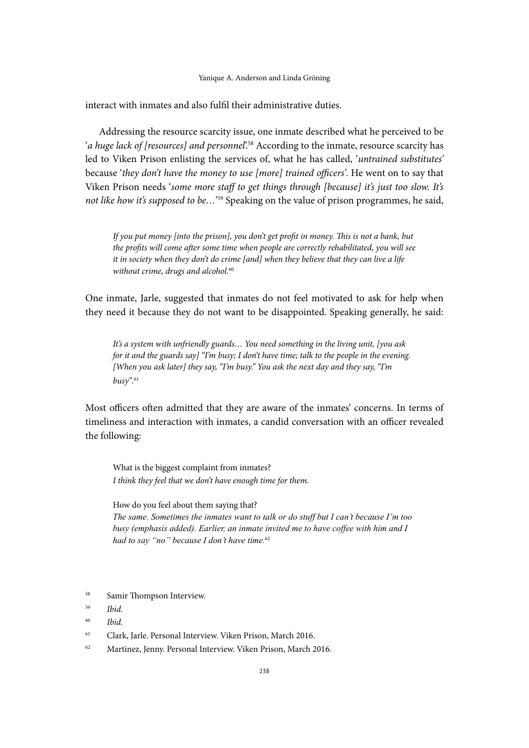interact with inmates and also fulfil their administrative duties.

Addressing the resource scarcity issue, one inmate described what he perceived to be '*a huge lack of [resources] and personnel*'.[58] According to the inmate, resource scarcity has led to Viken Prison enlisting the services of, what he has called, '*untrained substitutes*' because '*they don't have the money to use [more] trained officers*'. He went on to say that Viken Prison needs '*some more staff to get things through [because] it's just too slow. It's not like how it's supposed to be…*'[59] Speaking on the value of prison programmes, he said,

> *If you put money [into the prison], you don't get profit in money. This is not a bank, but the profits will come after some time when people are correctly rehabilitated, you will see it in society when they don't do crime [and] when they believe that they can live a life without crime, drugs and alcohol.*[60]

One inmate, Jarle, suggested that inmates do not feel motivated to ask for help when they need it because they do not want to be disappointed. Speaking generally, he said:

> *It's a system with unfriendly guards… You need something in the living unit, [you ask for it and the guards say] "I'm busy; I don't have time; talk to the people in the evening. [When you ask later] they say, "I'm busy." You ask the next day and they say, "I'm busy".*[61]

Most officers often admitted that they are aware of the inmates' concerns. In terms of timeliness and interaction with inmates, a candid conversation with an officer revealed the following:

> What is the biggest complaint from inmates?
> *I think they feel that we don't have enough time for them.*
>
> How do you feel about them saying that?
> *The same. Sometimes the inmates want to talk or do stuff but I can't because I'm too busy (emphasis added). Earlier, an inmate invited me to have coffee with him and I had to say "no" because I don't have time.*[62]

[58] Samir Thompson Interview.

[59] *Ibid.*

[60] *Ibid.*

[61] Clark, Jarle. Personal Interview. Viken Prison, March 2016.

[62] Martinez, Jenny. Personal Interview. Viken Prison, March 2016.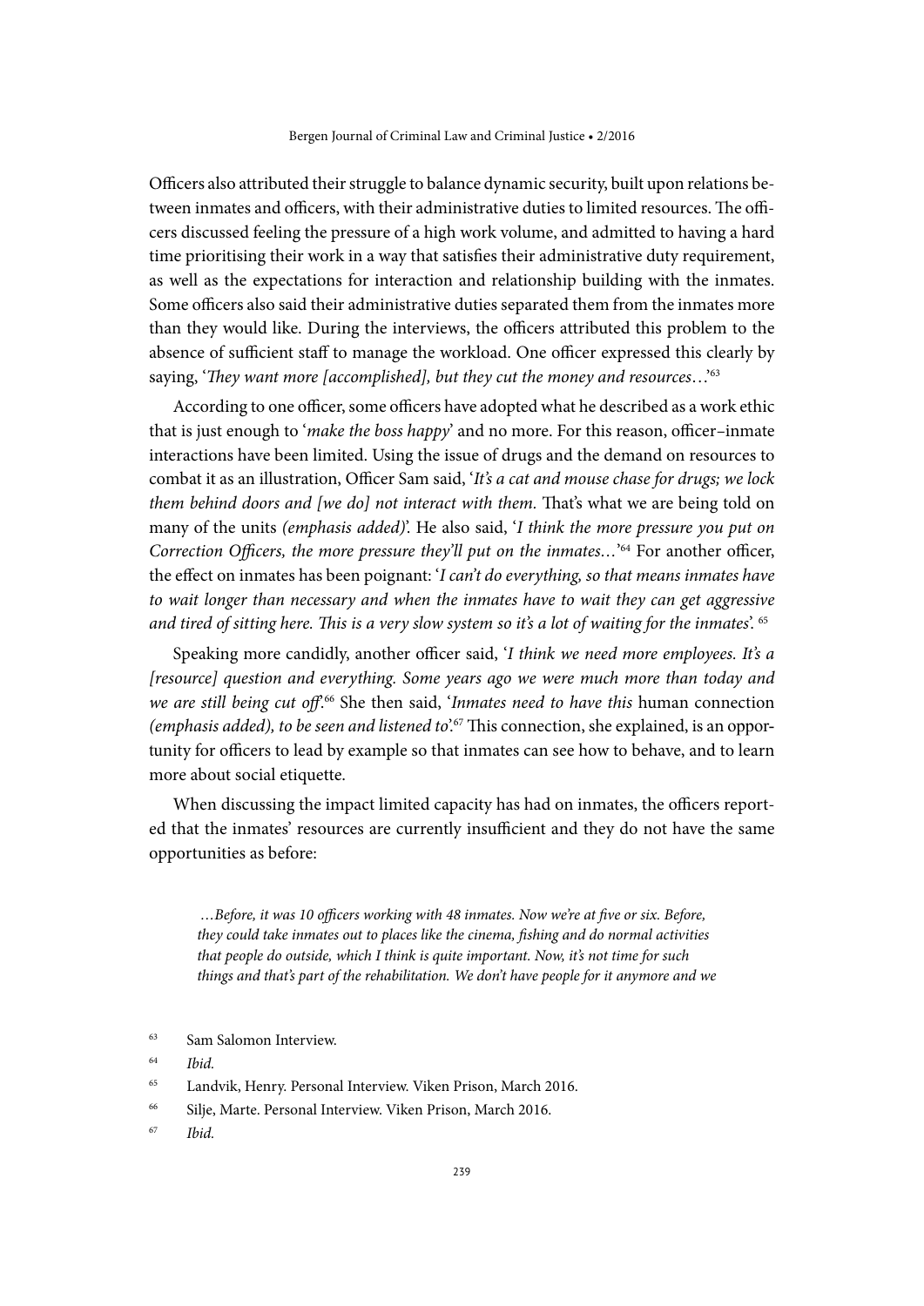Officers also attributed their struggle to balance dynamic security, built upon relations between inmates and officers, with their administrative duties to limited resources. The officers discussed feeling the pressure of a high work volume, and admitted to having a hard time prioritising their work in a way that satisfies their administrative duty requirement, as well as the expectations for interaction and relationship building with the inmates. Some officers also said their administrative duties separated them from the inmates more than they would like. During the interviews, the officers attributed this problem to the absence of sufficient staff to manage the workload. One officer expressed this clearly by saying, '*They want more [accomplished], but they cut the money and resources*…'[63]

According to one officer, some officers have adopted what he described as a work ethic that is just enough to '*make the boss happy*' and no more. For this reason, officer–inmate interactions have been limited. Using the issue of drugs and the demand on resources to combat it as an illustration, Officer Sam said, '*It's a cat and mouse chase for drugs; we lock them behind doors and [we do] not interact with them.* That's what we are being told on many of the units *(emphasis added)*'. He also said, '*I think the more pressure you put on Correction Officers, the more pressure they'll put on the inmates…*'[64] For another officer, the effect on inmates has been poignant: '*I can't do everything, so that means inmates have to wait longer than necessary and when the inmates have to wait they can get aggressive and tired of sitting here. This is a very slow system so it's a lot of waiting for the inmates*'.[65]

Speaking more candidly, another officer said, '*I think we need more employees. It's a [resource] question and everything. Some years ago we were much more than today and we are still being cut off*'.[66] She then said, '*Inmates need to have this* human connection *(emphasis added), to be seen and listened to*'.[67] This connection, she explained, is an opportunity for officers to lead by example so that inmates can see how to behave, and to learn more about social etiquette.

When discussing the impact limited capacity has had on inmates, the officers reported that the inmates' resources are currently insufficient and they do not have the same opportunities as before:

> *…Before, it was 10 officers working with 48 inmates. Now we're at five or six. Before, they could take inmates out to places like the cinema, fishing and do normal activities that people do outside, which I think is quite important. Now, it's not time for such things and that's part of the rehabilitation. We don't have people for it anymore and we*

[63] Sam Salomon Interview.

[64] *Ibid.*

[65] Landvik, Henry. Personal Interview. Viken Prison, March 2016.

[66] Silje, Marte. Personal Interview. Viken Prison, March 2016.

[67] *Ibid.*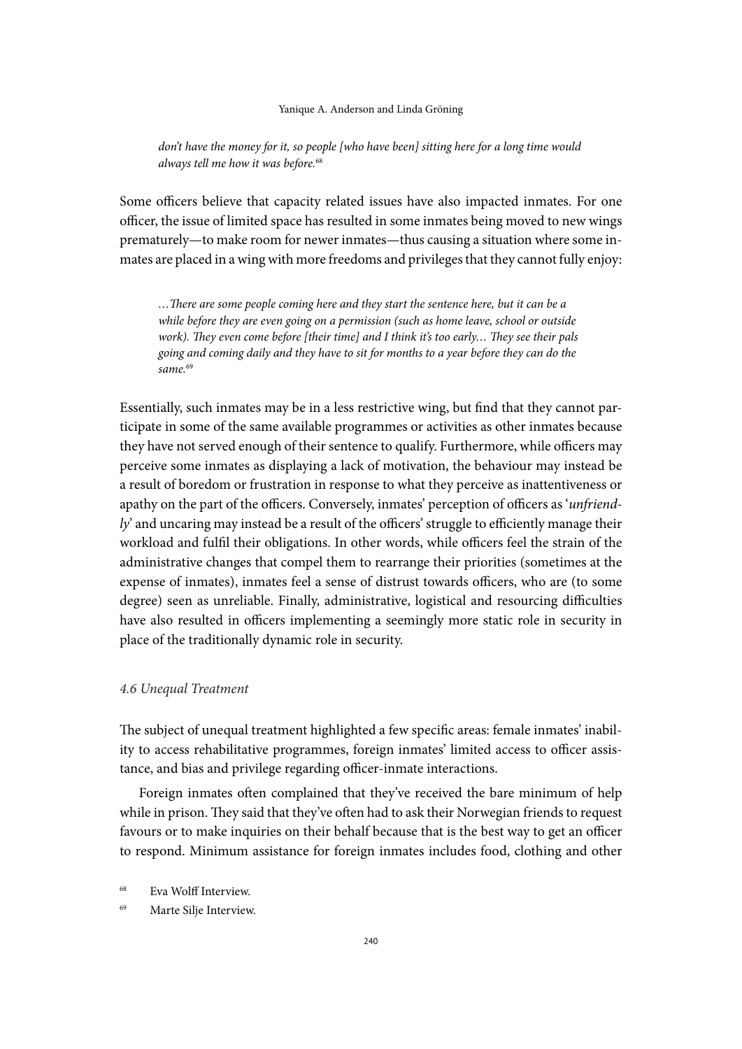*don't have the money for it, so people [who have been] sitting here for a long time would always tell me how it was before.*[68]

Some officers believe that capacity related issues have also impacted inmates. For one officer, the issue of limited space has resulted in some inmates being moved to new wings prematurely—to make room for newer inmates—thus causing a situation where some inmates are placed in a wing with more freedoms and privileges that they cannot fully enjoy:

> *…There are some people coming here and they start the sentence here, but it can be a while before they are even going on a permission (such as home leave, school or outside work). They even come before [their time] and I think it's too early… They see their pals going and coming daily and they have to sit for months to a year before they can do the same.*[69]

Essentially, such inmates may be in a less restrictive wing, but find that they cannot participate in some of the same available programmes or activities as other inmates because they have not served enough of their sentence to qualify. Furthermore, while officers may perceive some inmates as displaying a lack of motivation, the behaviour may instead be a result of boredom or frustration in response to what they perceive as inattentiveness or apathy on the part of the officers. Conversely, inmates' perception of officers as '*unfriendly*' and uncaring may instead be a result of the officers' struggle to efficiently manage their workload and fulfil their obligations. In other words, while officers feel the strain of the administrative changes that compel them to rearrange their priorities (sometimes at the expense of inmates), inmates feel a sense of distrust towards officers, who are (to some degree) seen as unreliable. Finally, administrative, logistical and resourcing difficulties have also resulted in officers implementing a seemingly more static role in security in place of the traditionally dynamic role in security.

### *4.6 Unequal Treatment*

The subject of unequal treatment highlighted a few specific areas: female inmates' inability to access rehabilitative programmes, foreign inmates' limited access to officer assistance, and bias and privilege regarding officer-inmate interactions.

Foreign inmates often complained that they've received the bare minimum of help while in prison. They said that they've often had to ask their Norwegian friends to request favours or to make inquiries on their behalf because that is the best way to get an officer to respond. Minimum assistance for foreign inmates includes food, clothing and other

[68] Eva Wolff Interview.

[69] Marte Silje Interview.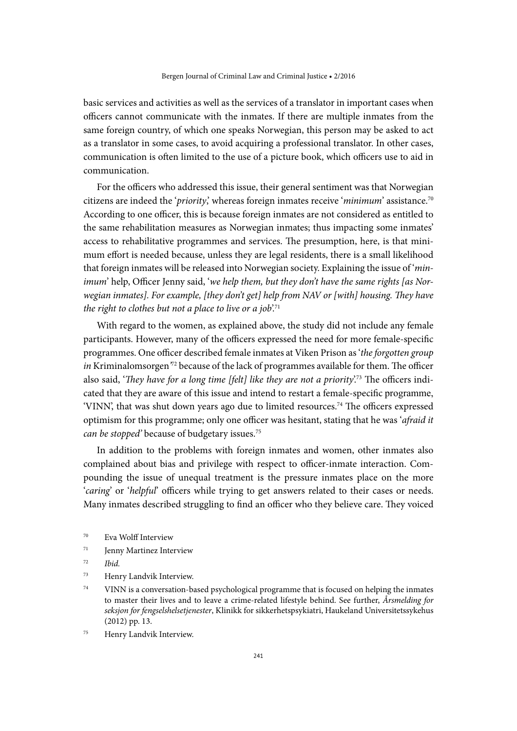basic services and activities as well as the services of a translator in important cases when officers cannot communicate with the inmates. If there are multiple inmates from the same foreign country, of which one speaks Norwegian, this person may be asked to act as a translator in some cases, to avoid acquiring a professional translator. In other cases, communication is often limited to the use of a picture book, which officers use to aid in communication.

For the officers who addressed this issue, their general sentiment was that Norwegian citizens are indeed the '*priority*', whereas foreign inmates receive '*minimum*' assistance.[70] According to one officer, this is because foreign inmates are not considered as entitled to the same rehabilitation measures as Norwegian inmates; thus impacting some inmates' access to rehabilitative programmes and services. The presumption, here, is that minimum effort is needed because, unless they are legal residents, there is a small likelihood that foreign inmates will be released into Norwegian society. Explaining the issue of '*minimum*' help, Officer Jenny said, '*we help them, but they don't have the same rights [as Norwegian inmates]. For example, [they don't get] help from NAV or [with] housing. They have the right to clothes but not a place to live or a job*'.[71]

With regard to the women, as explained above, the study did not include any female participants. However, many of the officers expressed the need for more female-specific programmes. One officer described female inmates at Viken Prison as '*the forgotten group in* Kriminalomsorgen'[72] because of the lack of programmes available for them. The officer also said, '*They have for a long time [felt] like they are not a priority*'.[73] The officers indicated that they are aware of this issue and intend to restart a female-specific programme, 'VINN', that was shut down years ago due to limited resources.[74] The officers expressed optimism for this programme; only one officer was hesitant, stating that he was '*afraid it can be stopped*' because of budgetary issues.[75]

In addition to the problems with foreign inmates and women, other inmates also complained about bias and privilege with respect to officer-inmate interaction. Compounding the issue of unequal treatment is the pressure inmates place on the more '*caring*' or '*helpful*' officers while trying to get answers related to their cases or needs. Many inmates described struggling to find an officer who they believe care. They voiced

---

[70] Eva Wolff Interview

[71] Jenny Martinez Interview

[72] *Ibid.*

[73] Henry Landvik Interview.

[74] VINN is a conversation-based psychological programme that is focused on helping the inmates to master their lives and to leave a crime-related lifestyle behind. See further, *Årsmelding for seksjon for fengselshelsetjenester*, Klinikk for sikkerhetspsykiatri, Haukeland Universitetssykehus (2012) pp. 13.

[75] Henry Landvik Interview.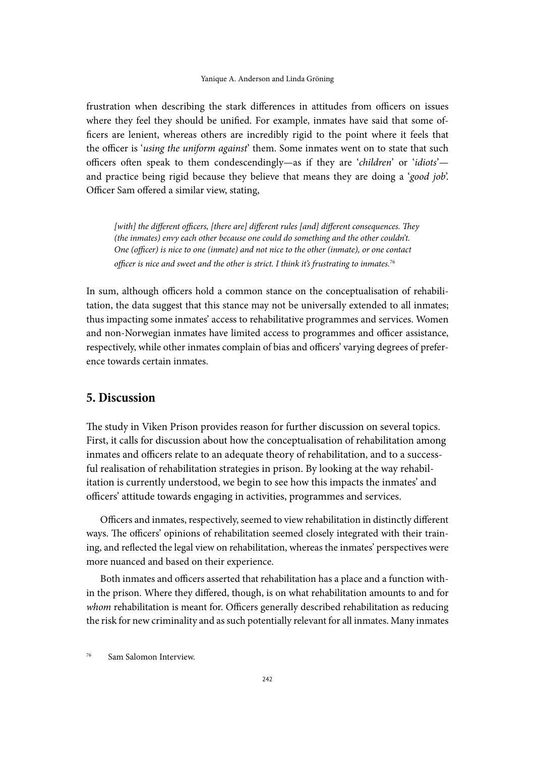frustration when describing the stark differences in attitudes from officers on issues where they feel they should be unified. For example, inmates have said that some officers are lenient, whereas others are incredibly rigid to the point where it feels that the officer is '*using the uniform against*' them. Some inmates went on to state that such officers often speak to them condescendingly—as if they are '*children*' or '*idiots*'—and practice being rigid because they believe that means they are doing a '*good job*'. Officer Sam offered a similar view, stating,

> *[with] the different officers, [there are] different rules [and] different consequences. They (the inmates) envy each other because one could do something and the other couldn't. One (officer) is nice to one (inmate) and not nice to the other (inmate), or one contact officer is nice and sweet and the other is strict. I think it's frustrating to inmates.*[76]

In sum, although officers hold a common stance on the conceptualisation of rehabilitation, the data suggest that this stance may not be universally extended to all inmates; thus impacting some inmates' access to rehabilitative programmes and services. Women and non-Norwegian inmates have limited access to programmes and officer assistance, respectively, while other inmates complain of bias and officers' varying degrees of preference towards certain inmates.

## 5. Discussion

The study in Viken Prison provides reason for further discussion on several topics. First, it calls for discussion about how the conceptualisation of rehabilitation among inmates and officers relate to an adequate theory of rehabilitation, and to a successful realisation of rehabilitation strategies in prison. By looking at the way rehabilitation is currently understood, we begin to see how this impacts the inmates' and officers' attitude towards engaging in activities, programmes and services.

Officers and inmates, respectively, seemed to view rehabilitation in distinctly different ways. The officers' opinions of rehabilitation seemed closely integrated with their training, and reflected the legal view on rehabilitation, whereas the inmates' perspectives were more nuanced and based on their experience.

Both inmates and officers asserted that rehabilitation has a place and a function within the prison. Where they differed, though, is on what rehabilitation amounts to and for *whom* rehabilitation is meant for. Officers generally described rehabilitation as reducing the risk for new criminality and as such potentially relevant for all inmates. Many inmates

[76] Sam Salomon Interview.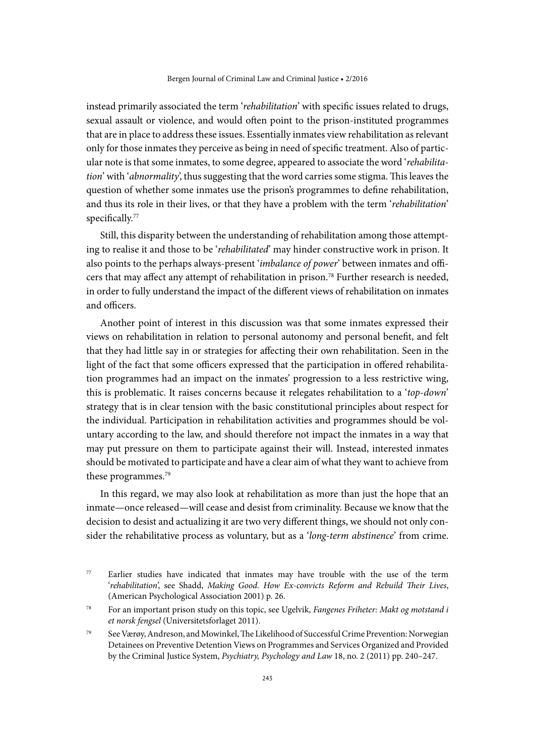instead primarily associated the term '*rehabilitation*' with specific issues related to drugs, sexual assault or violence, and would often point to the prison-instituted programmes that are in place to address these issues. Essentially inmates view rehabilitation as relevant only for those inmates they perceive as being in need of specific treatment. Also of particular note is that some inmates, to some degree, appeared to associate the word '*rehabilitation*' with '*abnormality*', thus suggesting that the word carries some stigma. This leaves the question of whether some inmates use the prison's programmes to define rehabilitation, and thus its role in their lives, or that they have a problem with the term '*rehabilitation*' specifically.[77]

Still, this disparity between the understanding of rehabilitation among those attempting to realise it and those to be '*rehabilitated*' may hinder constructive work in prison. It also points to the perhaps always-present '*imbalance of power*' between inmates and officers that may affect any attempt of rehabilitation in prison.[78] Further research is needed, in order to fully understand the impact of the different views of rehabilitation on inmates and officers.

Another point of interest in this discussion was that some inmates expressed their views on rehabilitation in relation to personal autonomy and personal benefit, and felt that they had little say in or strategies for affecting their own rehabilitation. Seen in the light of the fact that some officers expressed that the participation in offered rehabilitation programmes had an impact on the inmates' progression to a less restrictive wing, this is problematic. It raises concerns because it relegates rehabilitation to a '*top-down*' strategy that is in clear tension with the basic constitutional principles about respect for the individual. Participation in rehabilitation activities and programmes should be voluntary according to the law, and should therefore not impact the inmates in a way that may put pressure on them to participate against their will. Instead, interested inmates should be motivated to participate and have a clear aim of what they want to achieve from these programmes.[79]

In this regard, we may also look at rehabilitation as more than just the hope that an inmate—once released—will cease and desist from criminality. Because we know that the decision to desist and actualizing it are two very different things, we should not only consider the rehabilitative process as voluntary, but as a '*long-term abstinence*' from crime.

[77] Earlier studies have indicated that inmates may have trouble with the use of the term '*rehabilitation*', see Shadd, *Making Good. How Ex-convicts Reform and Rebuild Their Lives*, (American Psychological Association 2001) p. 26.

[78] For an important prison study on this topic, see Ugelvik, *Fangenes Friheter: Makt og motstand i et norsk fengsel* (Universitetsforlaget 2011).

[79] See Værøy, Andreson, and Mowinkel, The Likelihood of Successful Crime Prevention: Norwegian Detainees on Preventive Detention Views on Programmes and Services Organized and Provided by the Criminal Justice System, *Psychiatry, Psychology and Law* 18, no. 2 (2011) pp. 240–247.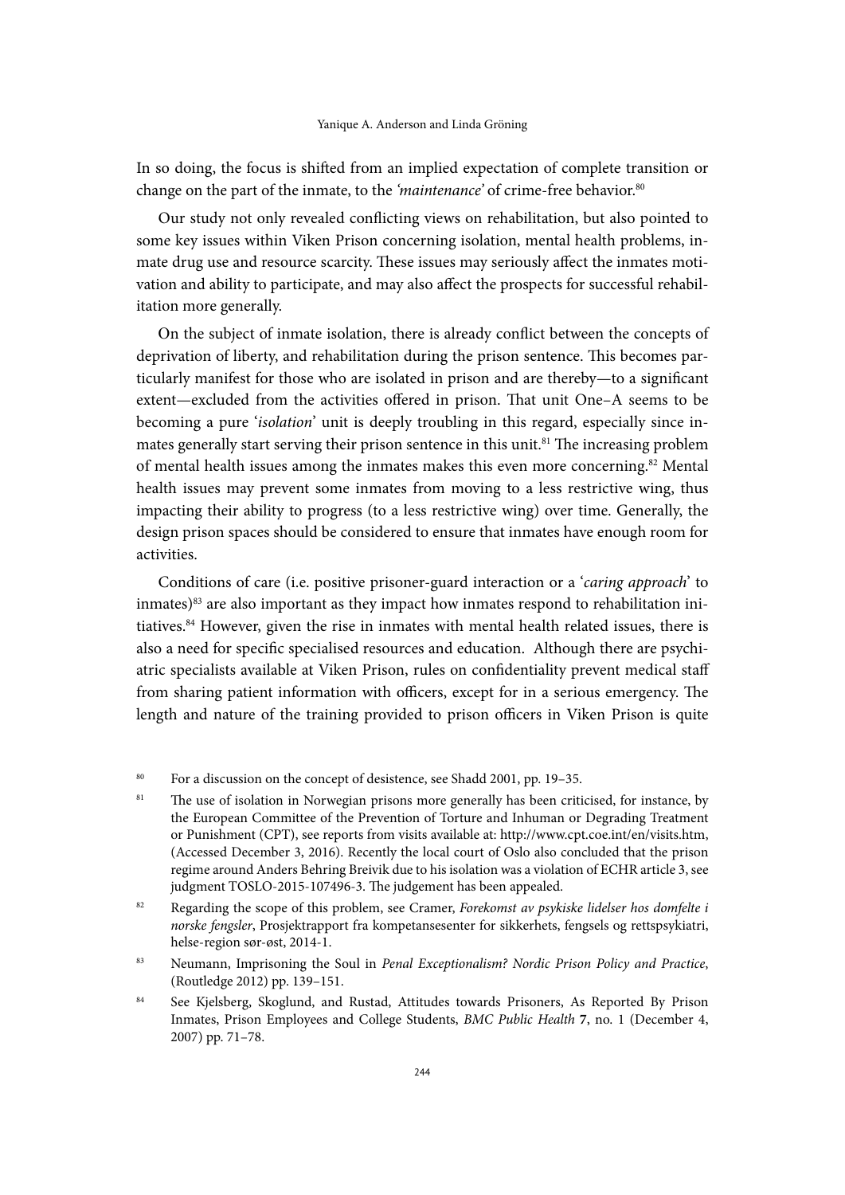In so doing, the focus is shifted from an implied expectation of complete transition or change on the part of the inmate, to the *'maintenance'* of crime-free behavior.[80]

Our study not only revealed conflicting views on rehabilitation, but also pointed to some key issues within Viken Prison concerning isolation, mental health problems, inmate drug use and resource scarcity. These issues may seriously affect the inmates motivation and ability to participate, and may also affect the prospects for successful rehabilitation more generally.

On the subject of inmate isolation, there is already conflict between the concepts of deprivation of liberty, and rehabilitation during the prison sentence. This becomes particularly manifest for those who are isolated in prison and are thereby—to a significant extent—excluded from the activities offered in prison. That unit One–A seems to be becoming a pure '*isolation*' unit is deeply troubling in this regard, especially since inmates generally start serving their prison sentence in this unit.[81] The increasing problem of mental health issues among the inmates makes this even more concerning.[82] Mental health issues may prevent some inmates from moving to a less restrictive wing, thus impacting their ability to progress (to a less restrictive wing) over time. Generally, the design prison spaces should be considered to ensure that inmates have enough room for activities.

Conditions of care (i.e. positive prisoner-guard interaction or a '*caring approach*' to inmates)[83] are also important as they impact how inmates respond to rehabilitation initiatives.[84] However, given the rise in inmates with mental health related issues, there is also a need for specific specialised resources and education. Although there are psychiatric specialists available at Viken Prison, rules on confidentiality prevent medical staff from sharing patient information with officers, except for in a serious emergency. The length and nature of the training provided to prison officers in Viken Prison is quite

---

[80] For a discussion on the concept of desistence, see Shadd 2001, pp. 19–35.

[81] The use of isolation in Norwegian prisons more generally has been criticised, for instance, by the European Committee of the Prevention of Torture and Inhuman or Degrading Treatment or Punishment (CPT), see reports from visits available at: http://www.cpt.coe.int/en/visits.htm, (Accessed December 3, 2016). Recently the local court of Oslo also concluded that the prison regime around Anders Behring Breivik due to his isolation was a violation of ECHR article 3, see judgment TOSLO-2015-107496-3. The judgement has been appealed.

[82] Regarding the scope of this problem, see Cramer, *Forekomst av psykiske lidelser hos domfelte i norske fengsler*, Prosjektrapport fra kompetansesenter for sikkerhets, fengsels og rettspsykiatri, helse-region sør-øst, 2014-1.

[83] Neumann, Imprisoning the Soul in *Penal Exceptionalism? Nordic Prison Policy and Practice*, (Routledge 2012) pp. 139–151.

[84] See Kjelsberg, Skoglund, and Rustad, Attitudes towards Prisoners, As Reported By Prison Inmates, Prison Employees and College Students, *BMC Public Health* **7**, no. 1 (December 4, 2007) pp. 71–78.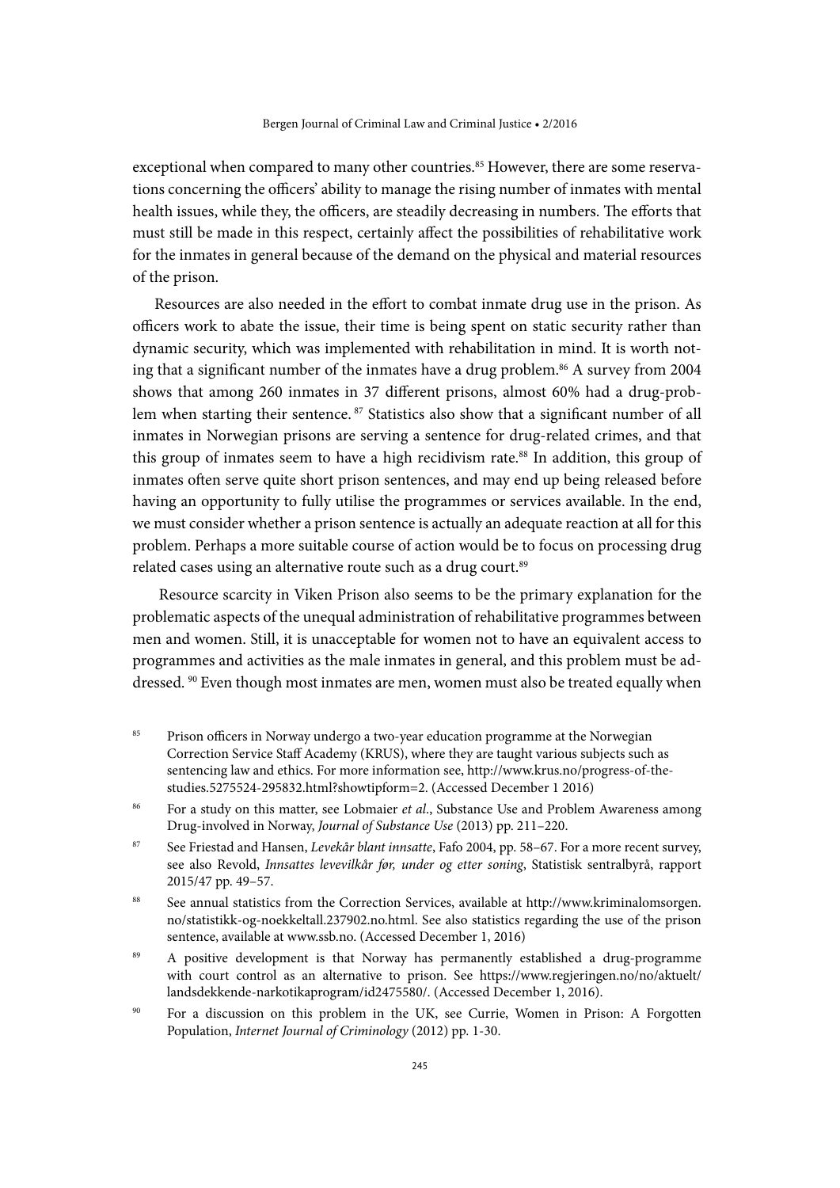exceptional when compared to many other countries.[85] However, there are some reservations concerning the officers' ability to manage the rising number of inmates with mental health issues, while they, the officers, are steadily decreasing in numbers. The efforts that must still be made in this respect, certainly affect the possibilities of rehabilitative work for the inmates in general because of the demand on the physical and material resources of the prison.

Resources are also needed in the effort to combat inmate drug use in the prison. As officers work to abate the issue, their time is being spent on static security rather than dynamic security, which was implemented with rehabilitation in mind. It is worth noting that a significant number of the inmates have a drug problem.[86] A survey from 2004 shows that among 260 inmates in 37 different prisons, almost 60% had a drug-problem when starting their sentence.[87] Statistics also show that a significant number of all inmates in Norwegian prisons are serving a sentence for drug-related crimes, and that this group of inmates seem to have a high recidivism rate.[88] In addition, this group of inmates often serve quite short prison sentences, and may end up being released before having an opportunity to fully utilise the programmes or services available. In the end, we must consider whether a prison sentence is actually an adequate reaction at all for this problem. Perhaps a more suitable course of action would be to focus on processing drug related cases using an alternative route such as a drug court.[89]

Resource scarcity in Viken Prison also seems to be the primary explanation for the problematic aspects of the unequal administration of rehabilitative programmes between men and women. Still, it is unacceptable for women not to have an equivalent access to programmes and activities as the male inmates in general, and this problem must be addressed.[90] Even though most inmates are men, women must also be treated equally when

---

[85] Prison officers in Norway undergo a two-year education programme at the Norwegian Correction Service Staff Academy (KRUS), where they are taught various subjects such as sentencing law and ethics. For more information see, http://www.krus.no/progress-of-the-studies.5275524-295832.html?showtipform=2. (Accessed December 1 2016)

[86] For a study on this matter, see Lobmaier *et al.*, Substance Use and Problem Awareness among Drug-involved in Norway, *Journal of Substance Use* (2013) pp. 211–220.

[87] See Friestad and Hansen, *Levekår blant innsatte*, Fafo 2004, pp. 58–67. For a more recent survey, see also Revold, *Innsattes levevilkår før, under og etter soning*, Statistisk sentralbyrå, rapport 2015/47 pp. 49–57.

[88] See annual statistics from the Correction Services, available at http://www.kriminalomsorgen.no/statistikk-og-noekkeltall.237902.no.html. See also statistics regarding the use of the prison sentence, available at www.ssb.no. (Accessed December 1, 2016)

[89] A positive development is that Norway has permanently established a drug-programme with court control as an alternative to prison. See https://www.regjeringen.no/no/aktuelt/landsdekkende-narkotikaprogram/id2475580/. (Accessed December 1, 2016).

[90] For a discussion on this problem in the UK, see Currie, Women in Prison: A Forgotten Population, *Internet Journal of Criminology* (2012) pp. 1-30.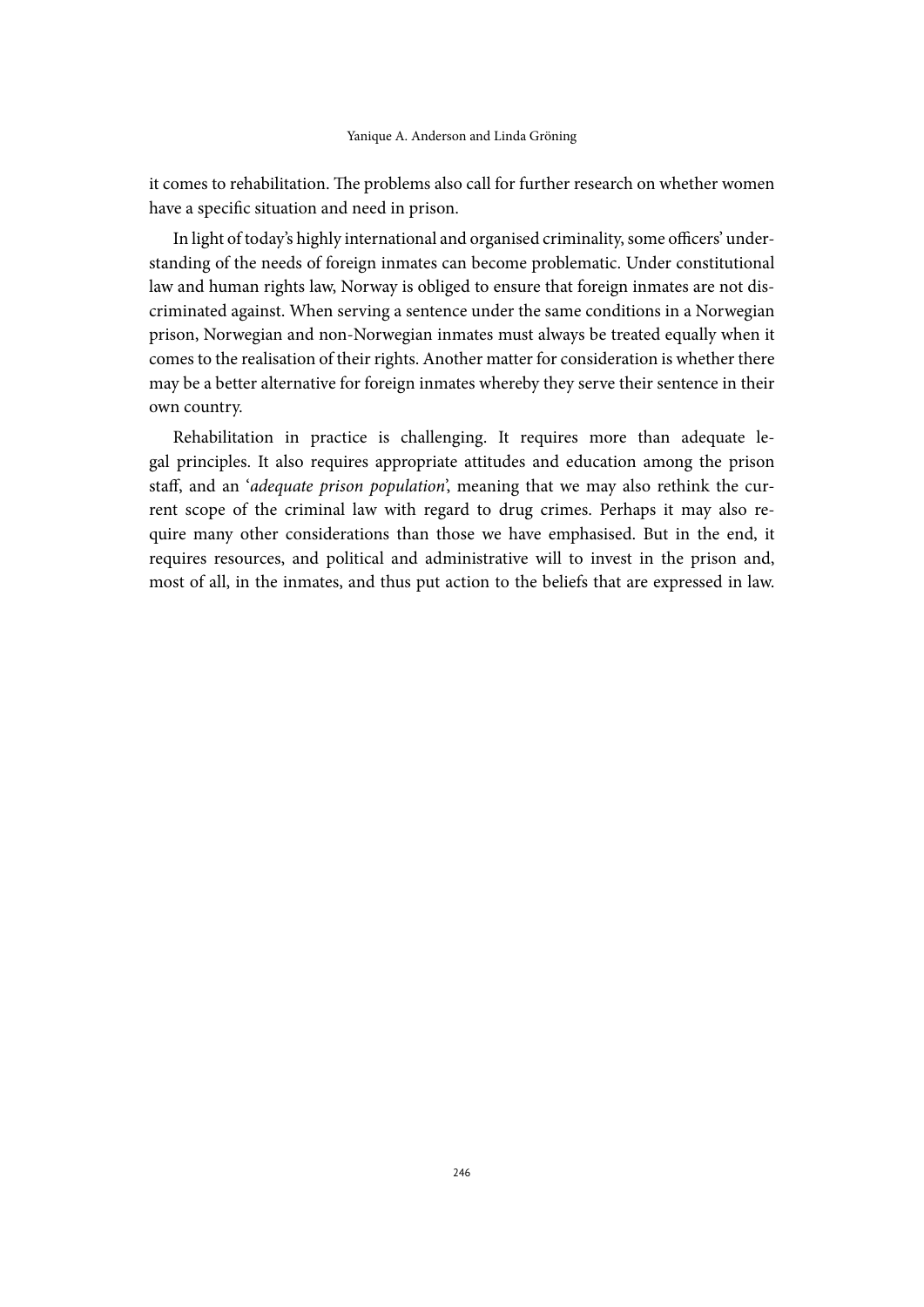it comes to rehabilitation. The problems also call for further research on whether women have a specific situation and need in prison.

In light of today's highly international and organised criminality, some officers' understanding of the needs of foreign inmates can become problematic. Under constitutional law and human rights law, Norway is obliged to ensure that foreign inmates are not discriminated against. When serving a sentence under the same conditions in a Norwegian prison, Norwegian and non-Norwegian inmates must always be treated equally when it comes to the realisation of their rights. Another matter for consideration is whether there may be a better alternative for foreign inmates whereby they serve their sentence in their own country.

Rehabilitation in practice is challenging. It requires more than adequate legal principles. It also requires appropriate attitudes and education among the prison staff, and an '*adequate prison population*', meaning that we may also rethink the current scope of the criminal law with regard to drug crimes. Perhaps it may also require many other considerations than those we have emphasised. But in the end, it requires resources, and political and administrative will to invest in the prison and, most of all, in the inmates, and thus put action to the beliefs that are expressed in law.